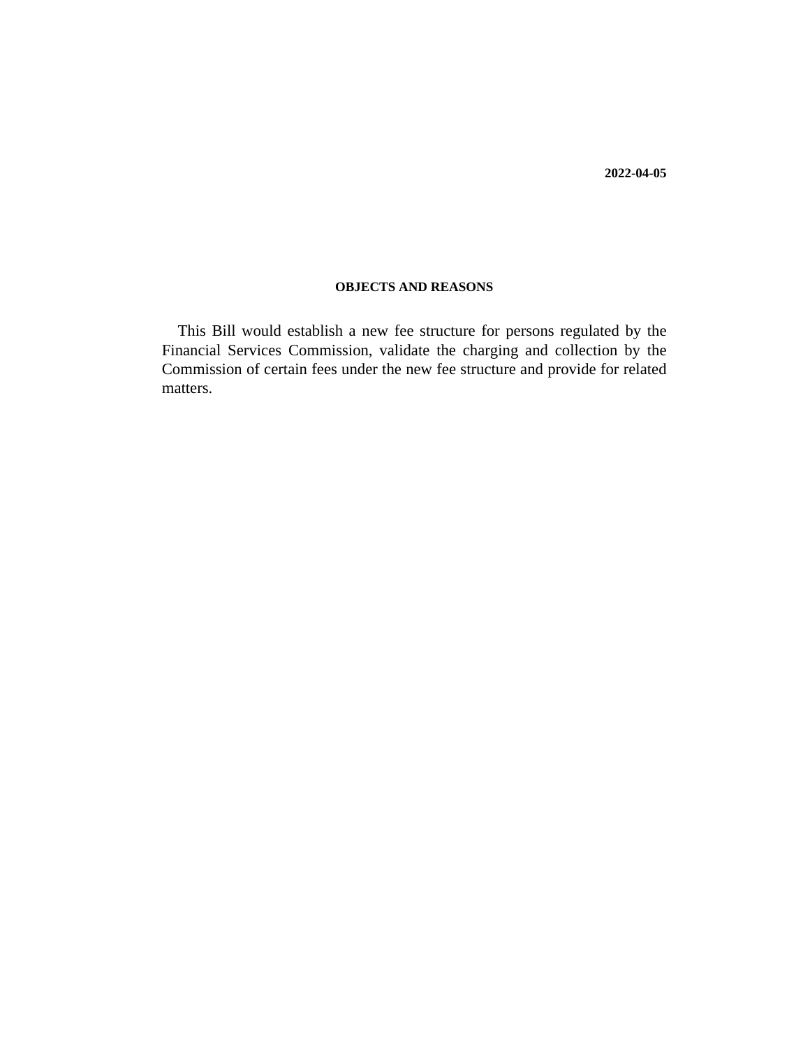**2022-04-05**

## OBJECTS AND REASONS

This Bill would establish a new fee structure for persons regulated by the Financial Services Commission, validate the charging and collection by the Commission of certain fees under the new fee structure and provide for related matters.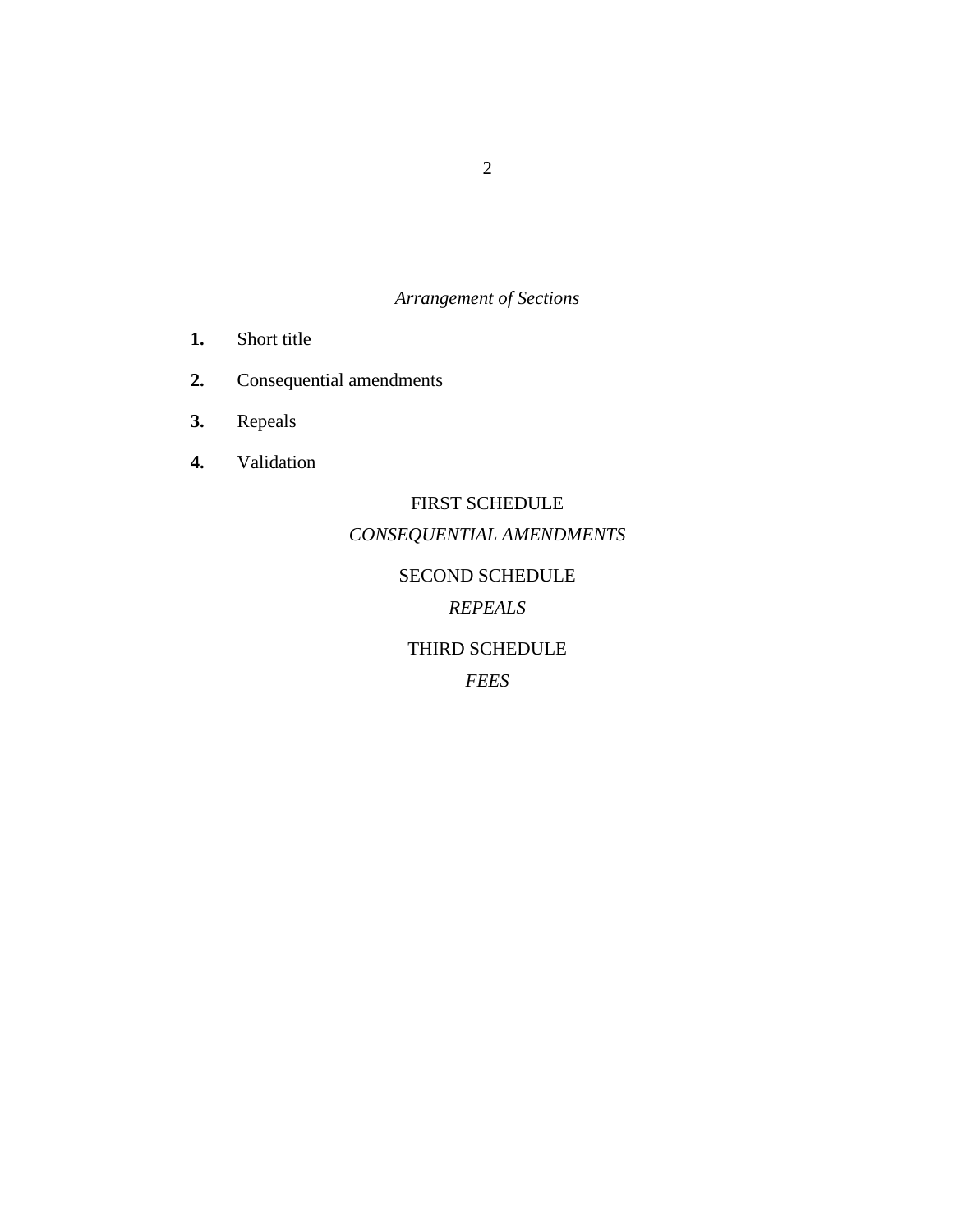*Arrangement of Sections*

**1.** Short title

**2.** Consequential amendments

**3.** Repeals

**4.** Validation

FIRST SCHEDULE

*CONSEQUENTIAL AMENDMENTS*

SECOND SCHEDULE

*REPEALS*

THIRD SCHEDULE

*FEES*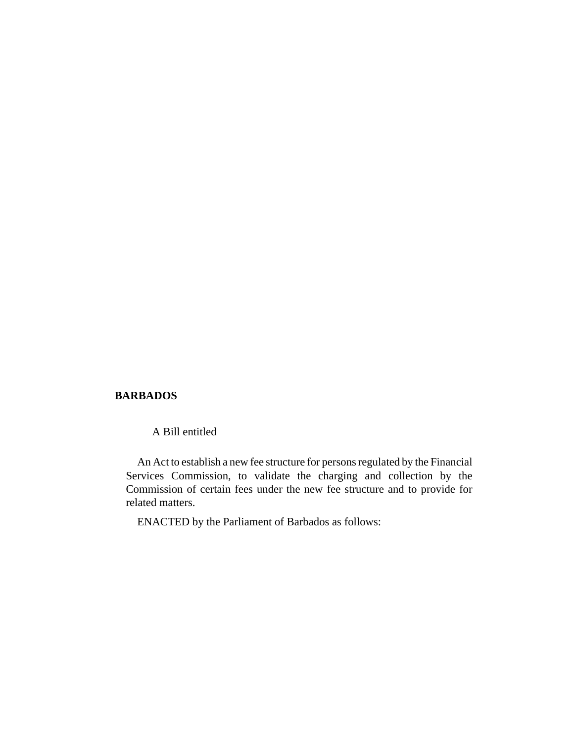**BARBADOS**

A Bill entitled

An Act to establish a new fee structure for persons regulated by the Financial Services Commission, to validate the charging and collection by the Commission of certain fees under the new fee structure and to provide for related matters.

ENACTED by the Parliament of Barbados as follows: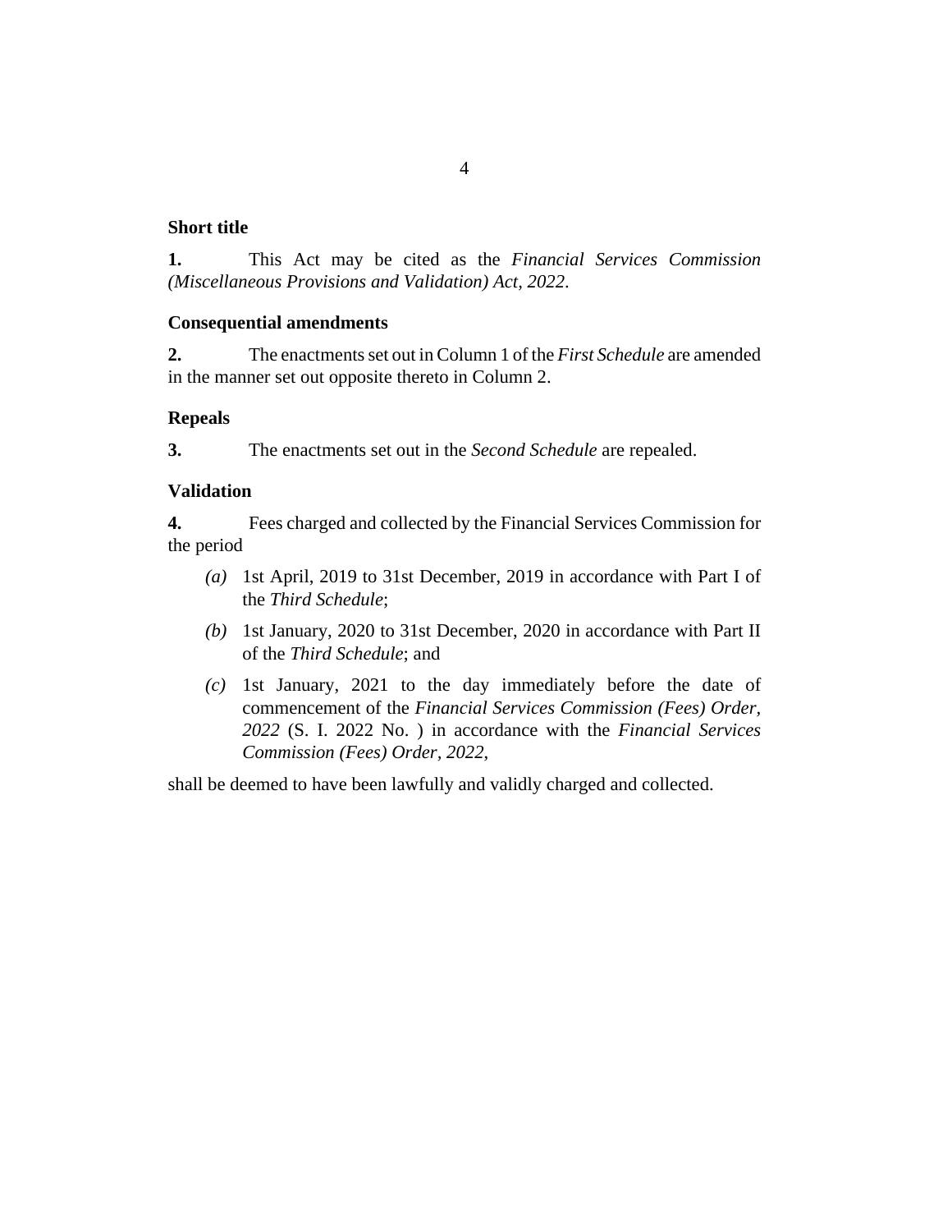**Short title**

**1.** This Act may be cited as the *Financial Services Commission (Miscellaneous Provisions and Validation) Act, 2022*.

**Consequential amendments**

**2.** The enactments set out in Column 1 of the *First Schedule* are amended in the manner set out opposite thereto in Column 2.

**Repeals**

**3.** The enactments set out in the *Second Schedule* are repealed.

**Validation**

**4.** Fees charged and collected by the Financial Services Commission for the period

*(a)* 1st April, 2019 to 31st December, 2019 in accordance with Part I of the *Third Schedule*;

*(b)* 1st January, 2020 to 31st December, 2020 in accordance with Part II of the *Third Schedule*; and

*(c)* 1st January, 2021 to the day immediately before the date of commencement of the *Financial Services Commission (Fees) Order, 2022* (S. I. 2022 No. ) in accordance with the *Financial Services Commission (Fees) Order, 2022*,

shall be deemed to have been lawfully and validly charged and collected.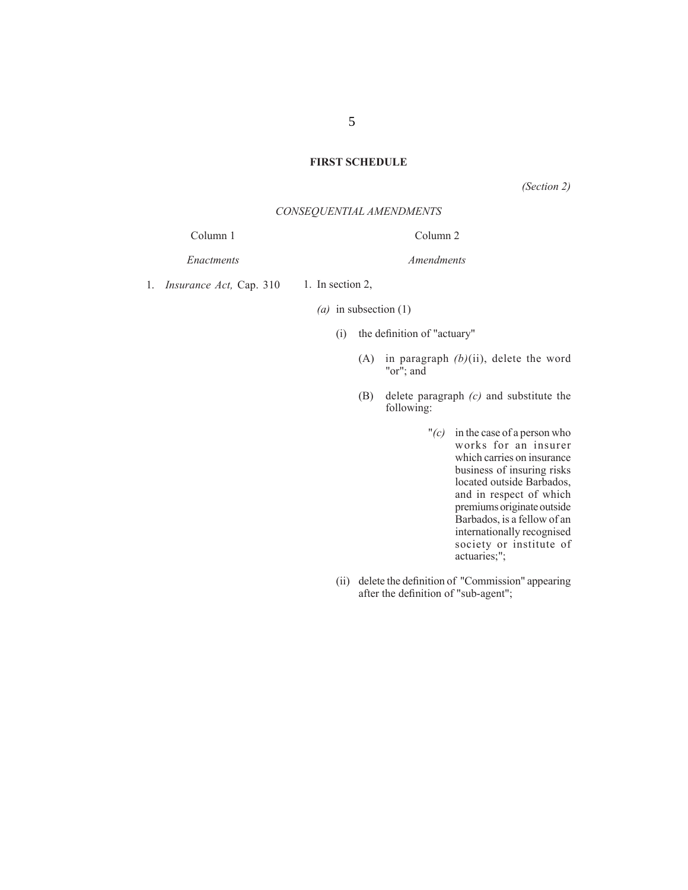## FIRST SCHEDULE

*(Section 2)*

*CONSEQUENTIAL AMENDMENTS*

| Column 1 | Column 2 |
|---|---|
| *Enactments* | *Amendments* |
| 1. *Insurance Act,* Cap. 310 | 1. In section 2, |

*(a)* in subsection (1)

(i) the definition of "actuary"

(A) in paragraph *(b)*(ii), delete the word "or"; and

(B) delete paragraph *(c)* and substitute the following:

"*(c)* in the case of a person who works for an insurer which carries on insurance business of insuring risks located outside Barbados, and in respect of which premiums originate outside Barbados, is a fellow of an internationally recognised society or institute of actuaries;";

(ii) delete the definition of "Commission" appearing after the definition of "sub-agent";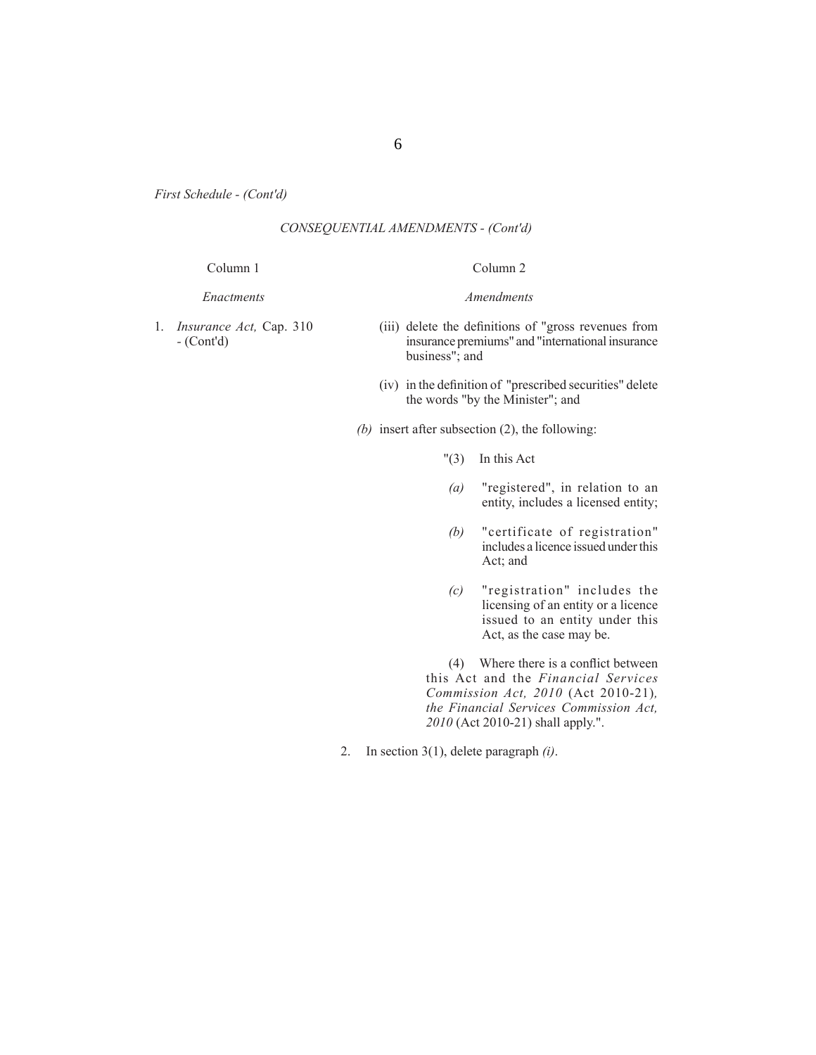*First Schedule - (Cont'd)*

*CONSEQUENTIAL AMENDMENTS - (Cont'd)*

| Column 1 | Column 2 |
|---|---|
| *Enactments* | *Amendments* |
| 1. *Insurance Act,* Cap. 310 - (Cont'd) | (iii) delete the definitions of "gross revenues from insurance premiums" and "international insurance business"; and |
| | (iv) in the definition of "prescribed securities" delete the words "by the Minister"; and |
| | *(b)* insert after subsection (2), the following: |
| | "(3) In this Act |
| | *(a)* "registered", in relation to an entity, includes a licensed entity; |
| | *(b)* "certificate of registration" includes a licence issued under this Act; and |
| | *(c)* "registration" includes the licensing of an entity or a licence issued to an entity under this Act, as the case may be. |
| | (4) Where there is a conflict between this Act and the *Financial Services Commission Act, 2010* (Act 2010-21)*, the Financial Services Commission Act, 2010* (Act 2010-21) shall apply.". |
| | 2. In section 3(1), delete paragraph *(i)*. |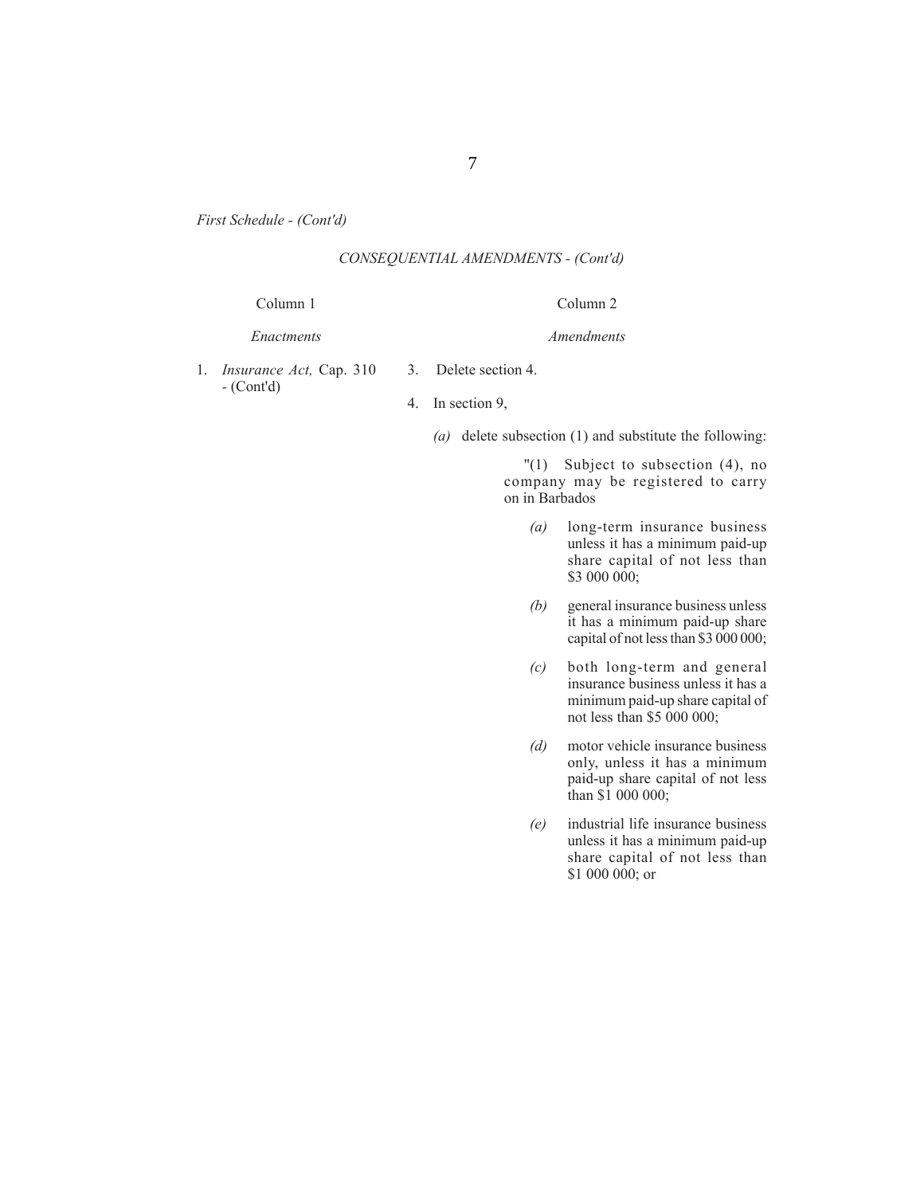*First Schedule - (Cont'd)*

*CONSEQUENTIAL AMENDMENTS - (Cont'd)*

| Column 1 | Column 2 |
|---|---|
| *Enactments* | *Amendments* |
| 1. *Insurance Act,* Cap. 310 - (Cont'd) | 3. Delete section 4. |

4. In section 9,

*(a)* delete subsection (1) and substitute the following:

"(1) Subject to subsection (4), no company may be registered to carry on in Barbados

*(a)* long-term insurance business unless it has a minimum paid-up share capital of not less than $3 000 000;

*(b)* general insurance business unless it has a minimum paid-up share capital of not less than $3 000 000;

*(c)* both long-term and general insurance business unless it has a minimum paid-up share capital of not less than $5 000 000;

*(d)* motor vehicle insurance business only, unless it has a minimum paid-up share capital of not less than $1 000 000;

*(e)* industrial life insurance business unless it has a minimum paid-up share capital of not less than $1 000 000; or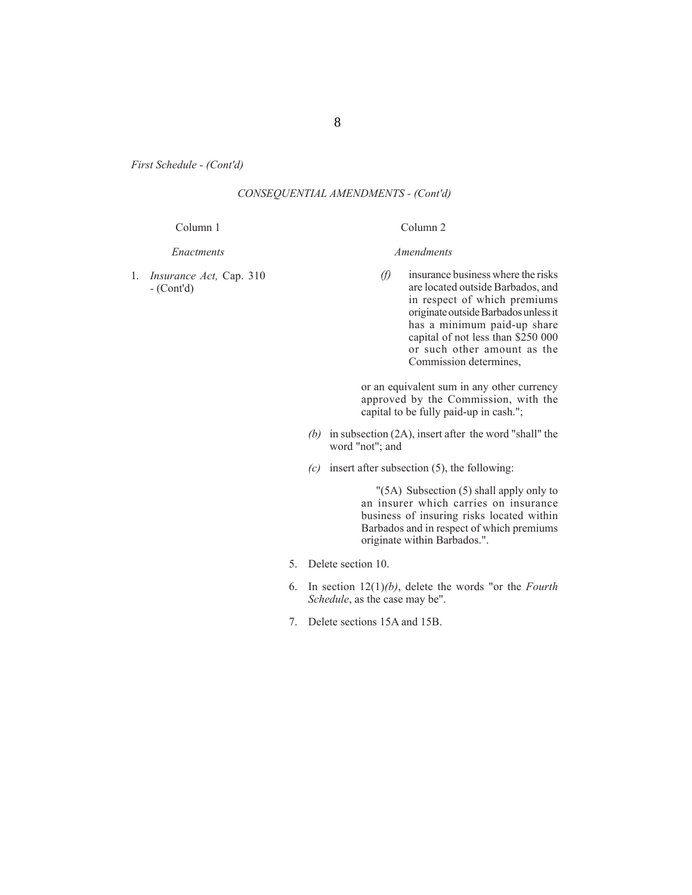*First Schedule - (Cont'd)*

*CONSEQUENTIAL AMENDMENTS - (Cont'd)*

| Column 1 | Column 2 |
| --- | --- |
| *Enactments* | *Amendments* |
| 1. *Insurance Act,* Cap. 310 - (Cont'd) | *(f)* insurance business where the risks are located outside Barbados, and in respect of which premiums originate outside Barbados unless it has a minimum paid-up share capital of not less than $250 000 or such other amount as the Commission determines,<br><br>or an equivalent sum in any other currency approved by the Commission, with the capital to be fully paid-up in cash.";<br><br>*(b)* in subsection (2A), insert after the word "shall" the word "not"; and<br><br>*(c)* insert after subsection (5), the following:<br><br>"(5A) Subsection (5) shall apply only to an insurer which carries on insurance business of insuring risks located within Barbados and in respect of which premiums originate within Barbados.".<br><br>5. Delete section 10.<br><br>6. In section 12(1)*(b)*, delete the words "or the *Fourth Schedule*, as the case may be".<br><br>7. Delete sections 15A and 15B. |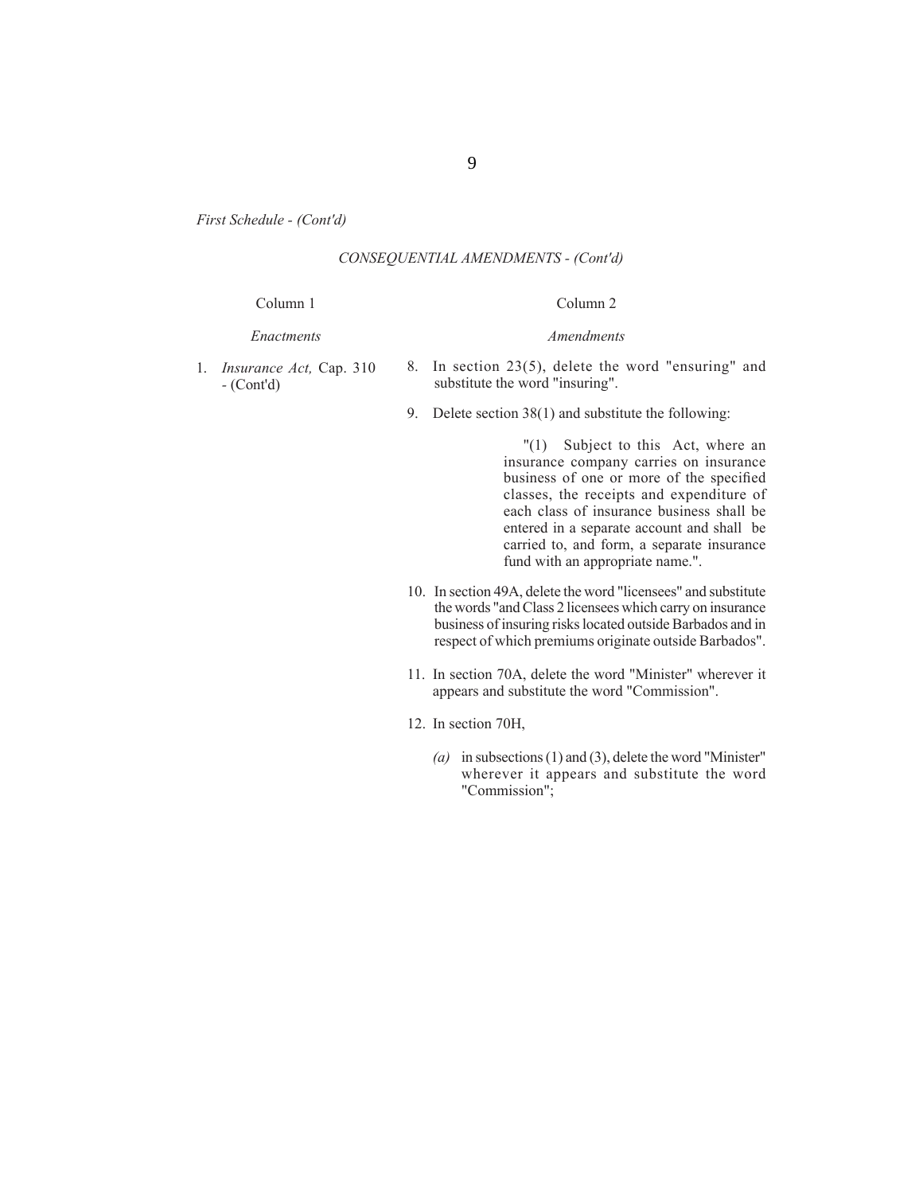*First Schedule - (Cont'd)*

*CONSEQUENTIAL AMENDMENTS - (Cont'd)*

| Column 1 | Column 2 |
|---|---|
| *Enactments* | *Amendments* |
| 1. *Insurance Act,* Cap. 310 - (Cont'd) | 8. In section 23(5), delete the word "ensuring" and substitute the word "insuring". |
| | 9. Delete section 38(1) and substitute the following:<br><br>"(1) Subject to this Act, where an insurance company carries on insurance business of one or more of the specified classes, the receipts and expenditure of each class of insurance business shall be entered in a separate account and shall be carried to, and form, a separate insurance fund with an appropriate name.". |
| | 10. In section 49A, delete the word "licensees" and substitute the words "and Class 2 licensees which carry on insurance business of insuring risks located outside Barbados and in respect of which premiums originate outside Barbados". |
| | 11. In section 70A, delete the word "Minister" wherever it appears and substitute the word "Commission". |
| | 12. In section 70H,<br><br>*(a)* in subsections (1) and (3), delete the word "Minister" wherever it appears and substitute the word "Commission"; |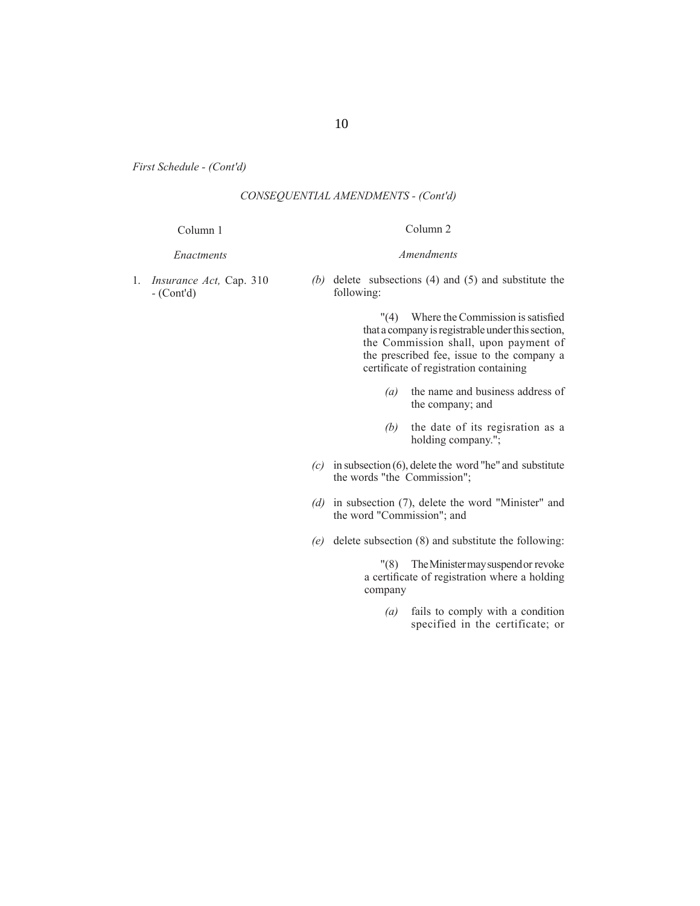*First Schedule - (Cont'd)*

*CONSEQUENTIAL AMENDMENTS - (Cont'd)*

| Column 1 | Column 2 |
|---|---|
| *Enactments* | *Amendments* |
| 1. *Insurance Act,* Cap. 310 - (Cont'd) | *(b)* delete subsections (4) and (5) and substitute the following:<br><br>"(4) Where the Commission is satisfied that a company is registrable under this section, the Commission shall, upon payment of the prescribed fee, issue to the company a certificate of registration containing<br><br>*(a)* the name and business address of the company; and<br><br>*(b)* the date of its regisration as a holding company.";<br><br>*(c)* in subsection (6), delete the word "he" and substitute the words "the Commission";<br><br>*(d)* in subsection (7), delete the word "Minister" and the word "Commission"; and<br><br>*(e)* delete subsection (8) and substitute the following:<br><br>"(8) The Minister may suspend or revoke a certificate of registration where a holding company<br><br>*(a)* fails to comply with a condition specified in the certificate; or |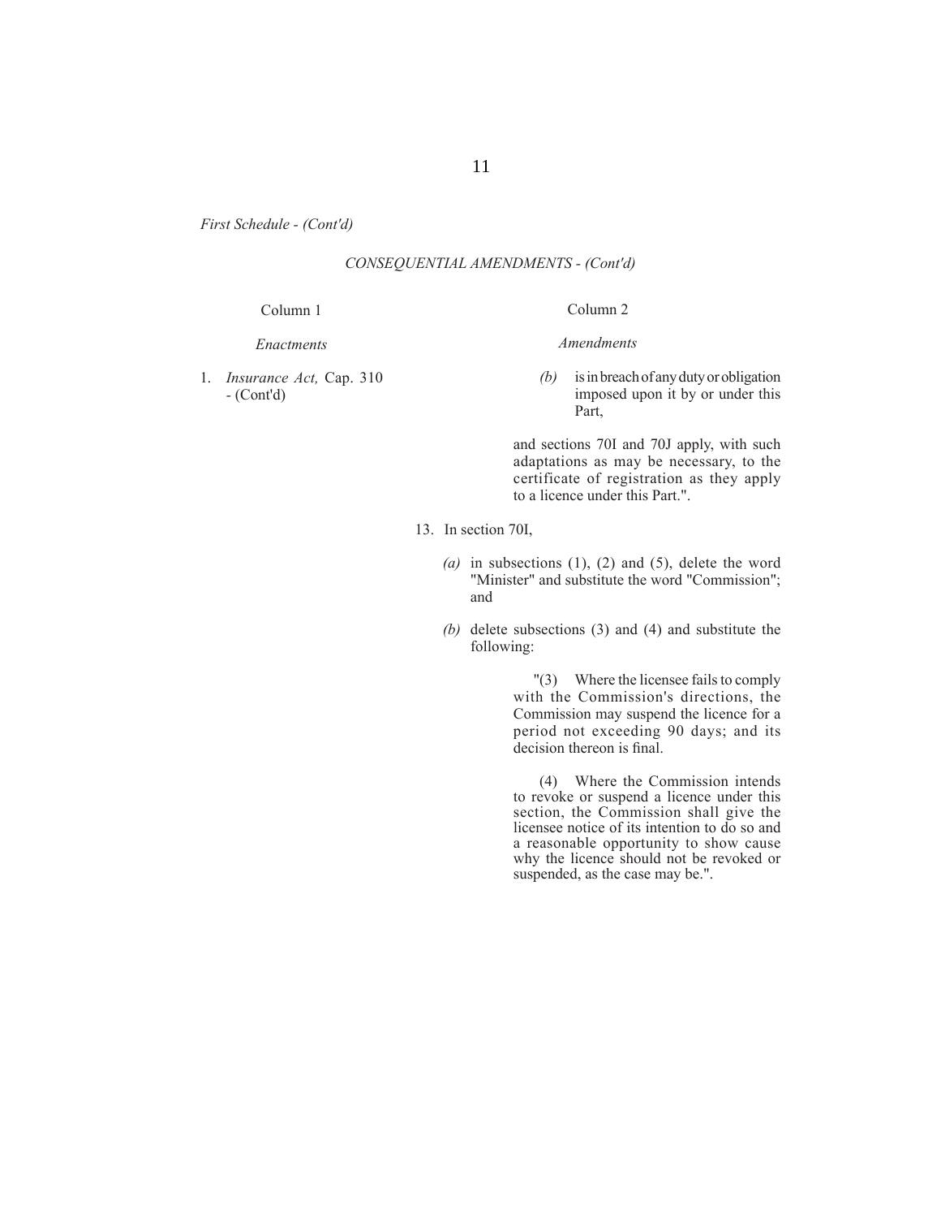*First Schedule - (Cont'd)*

*CONSEQUENTIAL AMENDMENTS - (Cont'd)*

| Column 1 | Column 2 |
|---|---|
| *Enactments* | *Amendments* |
| 1. *Insurance Act,* Cap. 310 - (Cont'd) | *(b)* is in breach of any duty or obligation imposed upon it by or under this Part,<br><br>and sections 70I and 70J apply, with such adaptations as may be necessary, to the certificate of registration as they apply to a licence under this Part.". |

13. In section 70I,

*(a)* in subsections (1), (2) and (5), delete the word "Minister" and substitute the word "Commission"; and

*(b)* delete subsections (3) and (4) and substitute the following:

"(3) Where the licensee fails to comply with the Commission's directions, the Commission may suspend the licence for a period not exceeding 90 days; and its decision thereon is final.

(4) Where the Commission intends to revoke or suspend a licence under this section, the Commission shall give the licensee notice of its intention to do so and a reasonable opportunity to show cause why the licence should not be revoked or suspended, as the case may be.".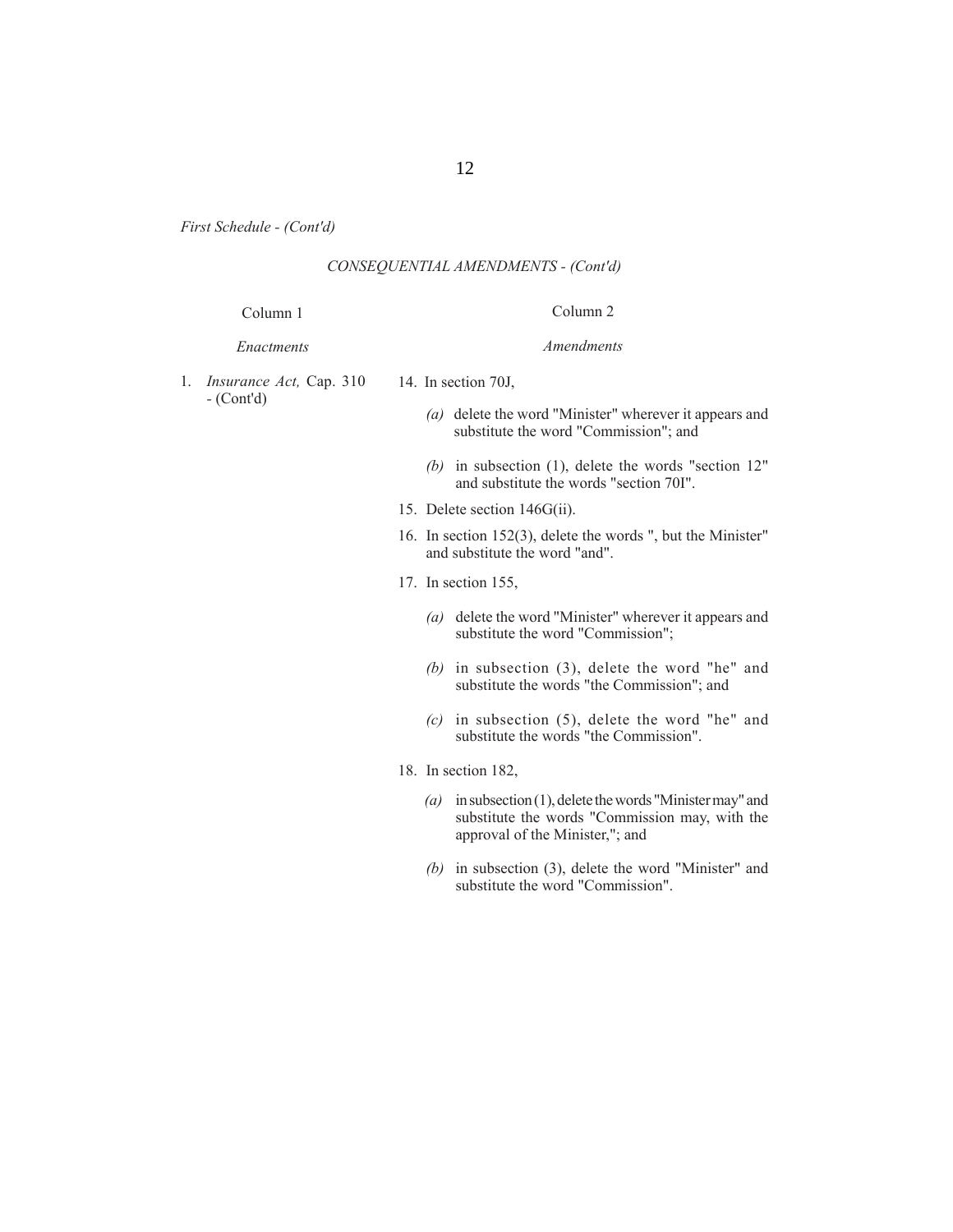*First Schedule - (Cont'd)*

*CONSEQUENTIAL AMENDMENTS - (Cont'd)*

| Column 1 | Column 2 |
|---|---|
| *Enactments* | *Amendments* |
| 1. *Insurance Act,* Cap. 310 - (Cont'd) | 14. In section 70J,<br><br>*(a)* delete the word "Minister" wherever it appears and substitute the word "Commission"; and<br><br>*(b)* in subsection (1), delete the words "section 12" and substitute the words "section 70I".<br><br>15. Delete section 146G(ii).<br><br>16. In section 152(3), delete the words ", but the Minister" and substitute the word "and".<br><br>17. In section 155,<br><br>*(a)* delete the word "Minister" wherever it appears and substitute the word "Commission";<br><br>*(b)* in subsection (3), delete the word "he" and substitute the words "the Commission"; and<br><br>*(c)* in subsection (5), delete the word "he" and substitute the words "the Commission".<br><br>18. In section 182,<br><br>*(a)* in subsection (1), delete the words "Minister may" and substitute the words "Commission may, with the approval of the Minister,"; and<br><br>*(b)* in subsection (3), delete the word "Minister" and substitute the word "Commission". |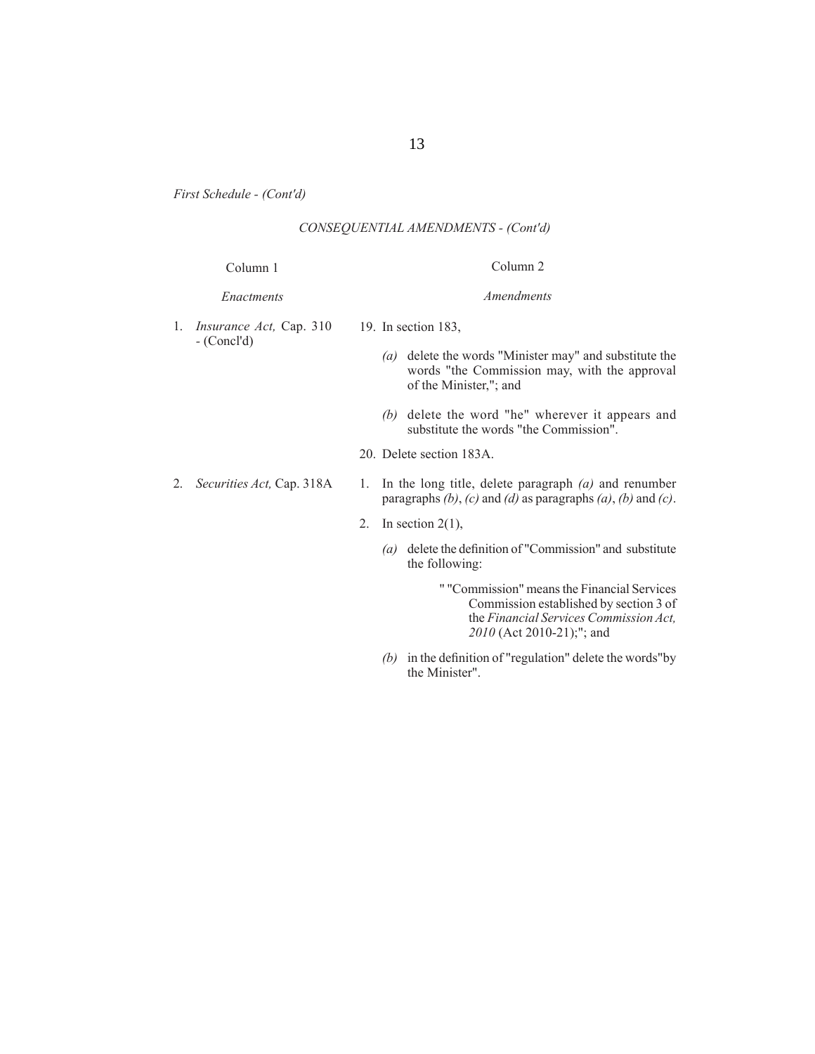*First Schedule - (Cont'd)*

*CONSEQUENTIAL AMENDMENTS - (Cont'd)*

| Column 1 | Column 2 |
|---|---|
| *Enactments* | *Amendments* |
| 1. *Insurance Act,* Cap. 310 - (Concl'd) | 19. In section 183,<br><br>*(a)* delete the words "Minister may" and substitute the words "the Commission may, with the approval of the Minister,"; and<br><br>*(b)* delete the word "he" wherever it appears and substitute the words "the Commission". |
| | 20. Delete section 183A. |
| 2. *Securities Act,* Cap. 318A | 1. In the long title, delete paragraph *(a)* and renumber paragraphs *(b)*, *(c)* and *(d)* as paragraphs *(a)*, *(b)* and *(c)*. |
| | 2. In section 2(1),<br><br>*(a)* delete the definition of "Commission" and substitute the following:<br><br>" "Commission" means the Financial Services Commission established by section 3 of the *Financial Services Commission Act, 2010* (Act 2010-21);"; and<br><br>*(b)* in the definition of "regulation" delete the words"by the Minister". |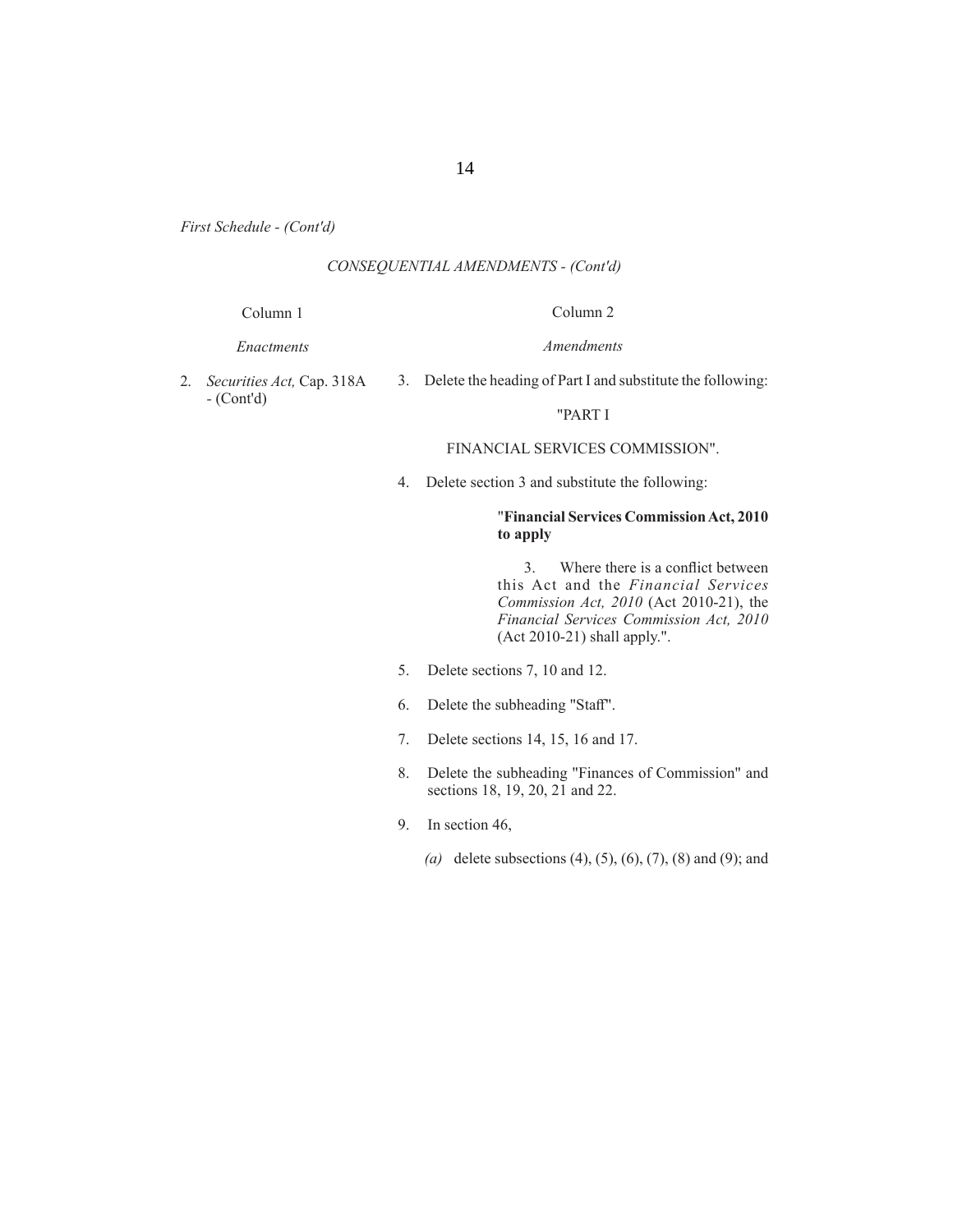*First Schedule - (Cont'd)*

*CONSEQUENTIAL AMENDMENTS - (Cont'd)*

| Column 1 | Column 2 |
| --- | --- |
| *Enactments* | *Amendments* |
| 2. *Securities Act,* Cap. 318A - (Cont'd) | 3. Delete the heading of Part I and substitute the following: "PART I FINANCIAL SERVICES COMMISSION". |
| | 4. Delete section 3 and substitute the following: "**Financial Services Commission Act, 2010 to apply** 3. Where there is a conflict between this Act and the *Financial Services Commission Act, 2010* (Act 2010-21), the *Financial Services Commission Act, 2010* (Act 2010-21) shall apply.". |
| | 5. Delete sections 7, 10 and 12. |
| | 6. Delete the subheading "Staff". |
| | 7. Delete sections 14, 15, 16 and 17. |
| | 8. Delete the subheading "Finances of Commission" and sections 18, 19, 20, 21 and 22. |
| | 9. In section 46, *(a)* delete subsections (4), (5), (6), (7), (8) and (9); and |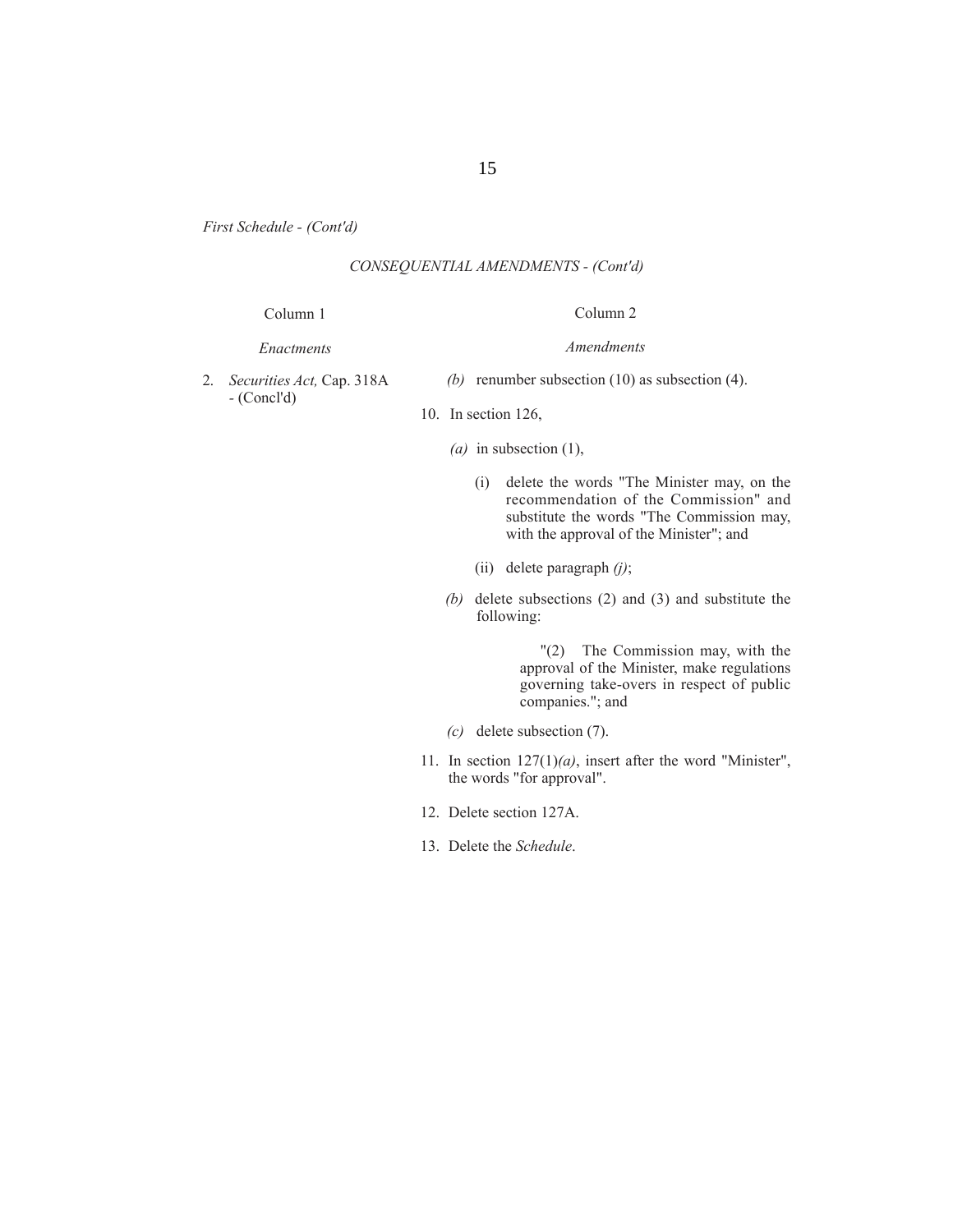*First Schedule - (Cont'd)*

*CONSEQUENTIAL AMENDMENTS - (Cont'd)*

| Column 1 | Column 2 |
|---|---|
| *Enactments* | *Amendments* |
| 2. *Securities Act,* Cap. 318A - (Concl'd) | *(b)* renumber subsection (10) as subsection (4). |
| | 10. In section 126, |
| | *(a)* in subsection (1), |
| | (i) delete the words "The Minister may, on the recommendation of the Commission" and substitute the words "The Commission may, with the approval of the Minister"; and |
| | (ii) delete paragraph *(j)*; |
| | *(b)* delete subsections (2) and (3) and substitute the following: |
| | "(2) The Commission may, with the approval of the Minister, make regulations governing take-overs in respect of public companies."; and |
| | *(c)* delete subsection (7). |
| | 11. In section 127(1)*(a)*, insert after the word "Minister", the words "for approval". |
| | 12. Delete section 127A. |
| | 13. Delete the *Schedule*. |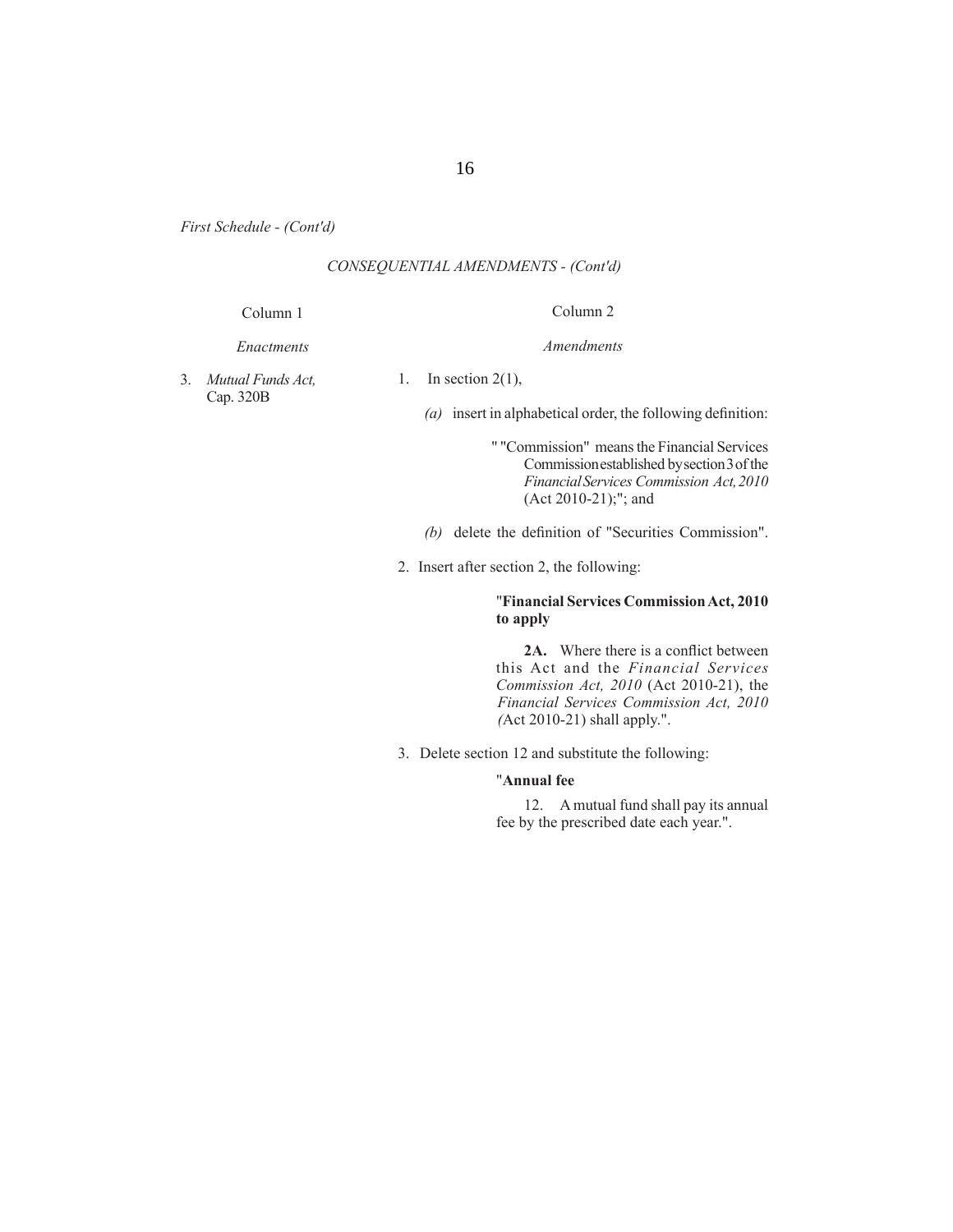*First Schedule - (Cont'd)*

*CONSEQUENTIAL AMENDMENTS - (Cont'd)*

| Column 1 | Column 2 |
|---|---|
| *Enactments* | *Amendments* |
| 3. *Mutual Funds Act,* Cap. 320B | 1. In section 2(1), |
| | *(a)* insert in alphabetical order, the following definition: |
| | " "Commission" means the Financial Services Commission established by section 3 of the *Financial Services Commission Act, 2010* (Act 2010-21);"; and |
| | *(b)* delete the definition of "Securities Commission". |
| | 2. Insert after section 2, the following: |
| | "**Financial Services Commission Act, 2010 to apply** |
| | **2A.** Where there is a conflict between this Act and the *Financial Services Commission Act, 2010* (Act 2010-21), the *Financial Services Commission Act, 2010 (*Act 2010-21) shall apply.". |
| | 3. Delete section 12 and substitute the following: |
| | "**Annual fee** |
| | 12. A mutual fund shall pay its annual fee by the prescribed date each year.". |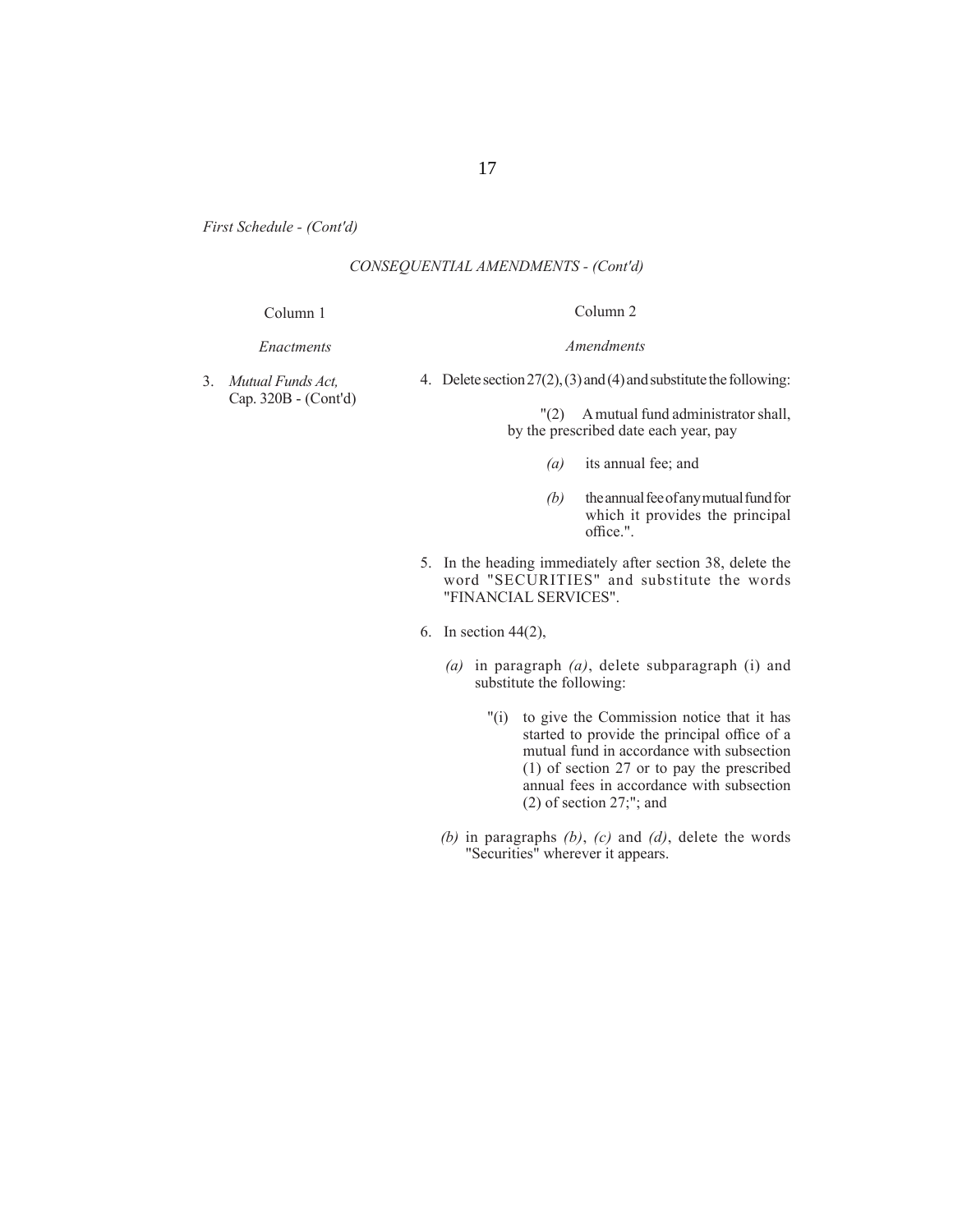*First Schedule - (Cont'd)*

*CONSEQUENTIAL AMENDMENTS - (Cont'd)*

| Column 1 | Column 2 |
|---|---|
| *Enactments* | *Amendments* |
| 3. *Mutual Funds Act,* Cap. 320B - (Cont'd) | 4. Delete section 27(2), (3) and (4) and substitute the following: |

"(2) A mutual fund administrator shall, by the prescribed date each year, pay

*(a)* its annual fee; and

*(b)* the annual fee of any mutual fund for which it provides the principal office.".

5. In the heading immediately after section 38, delete the word "SECURITIES" and substitute the words "FINANCIAL SERVICES".

6. In section 44(2),

*(a)* in paragraph *(a)*, delete subparagraph (i) and substitute the following:

"(i) to give the Commission notice that it has started to provide the principal office of a mutual fund in accordance with subsection (1) of section 27 or to pay the prescribed annual fees in accordance with subsection (2) of section 27;"; and

*(b)* in paragraphs *(b)*, *(c)* and *(d)*, delete the words "Securities" wherever it appears.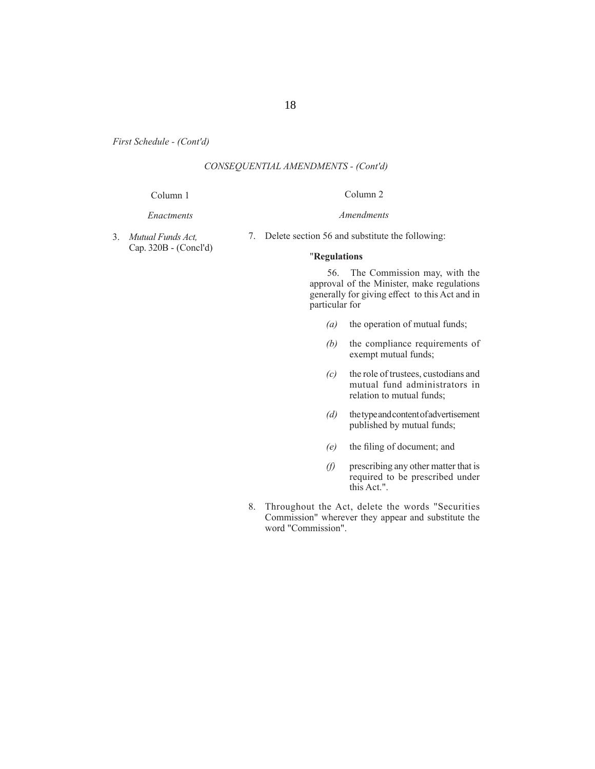*First Schedule - (Cont'd)*

*CONSEQUENTIAL AMENDMENTS - (Cont'd)*

| Column 1 | Column 2 |
|---|---|
| *Enactments* | *Amendments* |
| 3. *Mutual Funds Act,* Cap. 320B - (Concl'd) | 7. Delete section 56 and substitute the following: |

"**Regulations**

56. The Commission may, with the approval of the Minister, make regulations generally for giving effect to this Act and in particular for

*(a)* the operation of mutual funds;

*(b)* the compliance requirements of exempt mutual funds;

*(c)* the role of trustees, custodians and mutual fund administrators in relation to mutual funds;

*(d)* the type and content of advertisement published by mutual funds;

*(e)* the filing of document; and

*(f)* prescribing any other matter that is required to be prescribed under this Act.".

8. Throughout the Act, delete the words "Securities Commission" wherever they appear and substitute the word "Commission".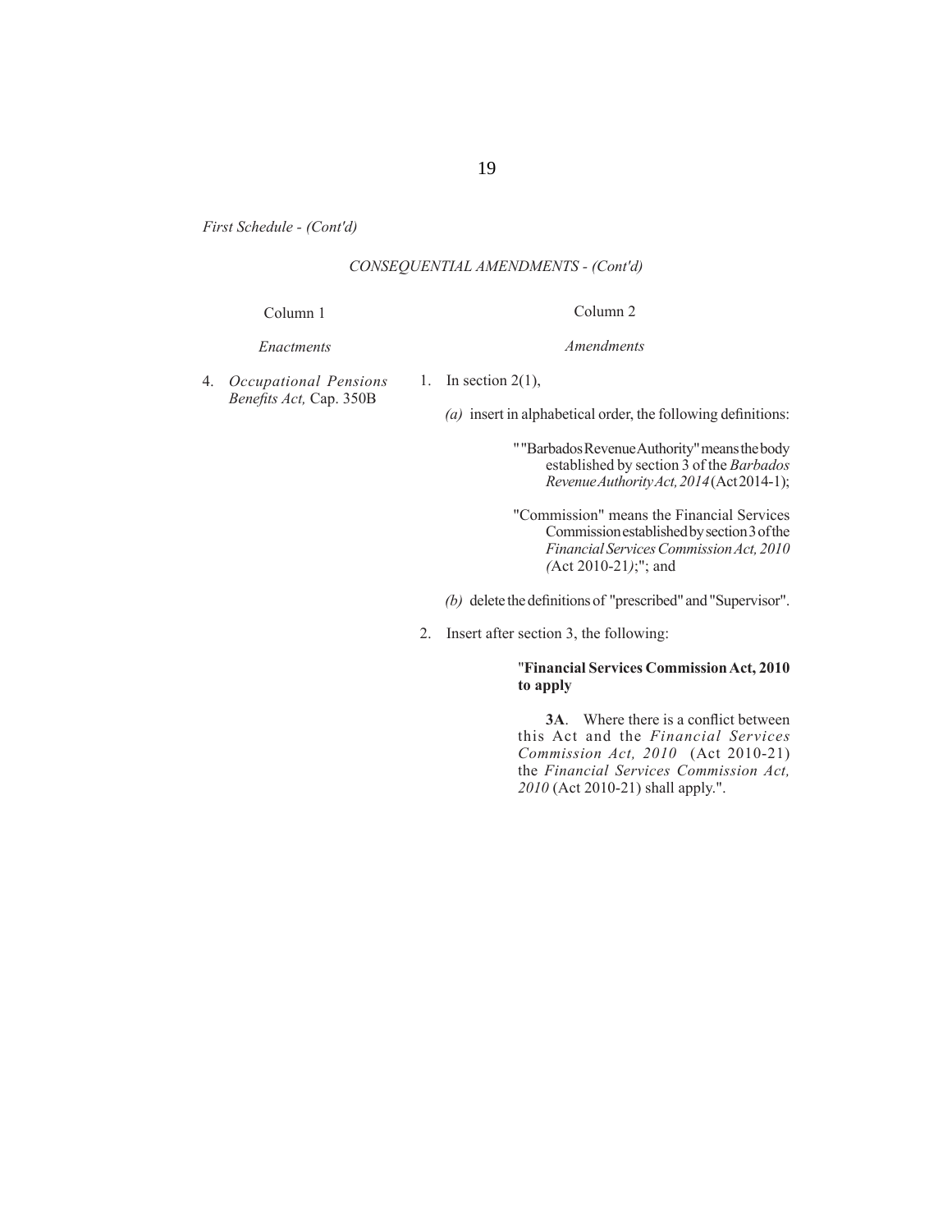*First Schedule - (Cont'd)*

*CONSEQUENTIAL AMENDMENTS - (Cont'd)*

| Column 1 | Column 2 |
|---|---|
| *Enactments* | *Amendments* |
| 4. *Occupational Pensions Benefits Act,* Cap. 350B | 1. In section 2(1),<br><br>*(a)* insert in alphabetical order, the following definitions:<br><br>""Barbados Revenue Authority" means the body established by section 3 of the *Barbados Revenue Authority Act, 2014* (Act 2014-1);<br><br>"Commission" means the Financial Services Commission established by section 3 of the *Financial Services Commission Act, 2010 (*Act 2010-21*)*;"; and<br><br>*(b)* delete the definitions of "prescribed" and "Supervisor".<br><br>2. Insert after section 3, the following:<br><br>"**Financial Services Commission Act, 2010 to apply**<br><br>**3A**. Where there is a conflict between this Act and the *Financial Services Commission Act, 2010* (Act 2010-21) the *Financial Services Commission Act, 2010* (Act 2010-21) shall apply.". |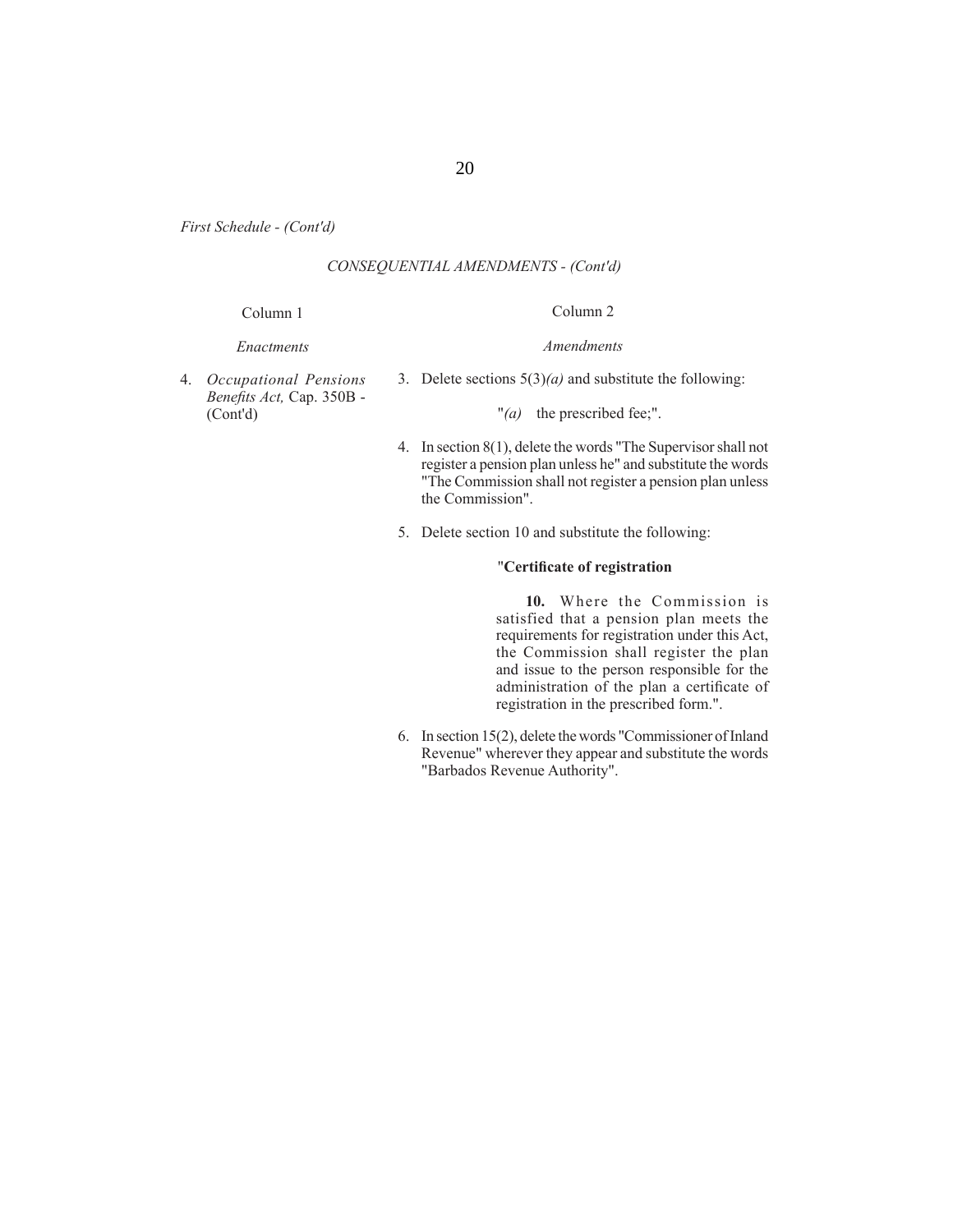*First Schedule - (Cont'd)*

*CONSEQUENTIAL AMENDMENTS - (Cont'd)*

| Column 1 | Column 2 |
|---|---|
| *Enactments* | *Amendments* |
| 4. *Occupational Pensions Benefits Act,* Cap. 350B - (Cont'd) | 3. Delete sections 5(3)*(a)* and substitute the following:<br><br>"*(a)* the prescribed fee;".<br><br>4. In section 8(1), delete the words "The Supervisor shall not register a pension plan unless he" and substitute the words "The Commission shall not register a pension plan unless the Commission".<br><br>5. Delete section 10 and substitute the following:<br><br>"**Certificate of registration**<br><br>**10.** Where the Commission is satisfied that a pension plan meets the requirements for registration under this Act, the Commission shall register the plan and issue to the person responsible for the administration of the plan a certificate of registration in the prescribed form.".<br><br>6. In section 15(2), delete the words "Commissioner of Inland Revenue" wherever they appear and substitute the words "Barbados Revenue Authority". |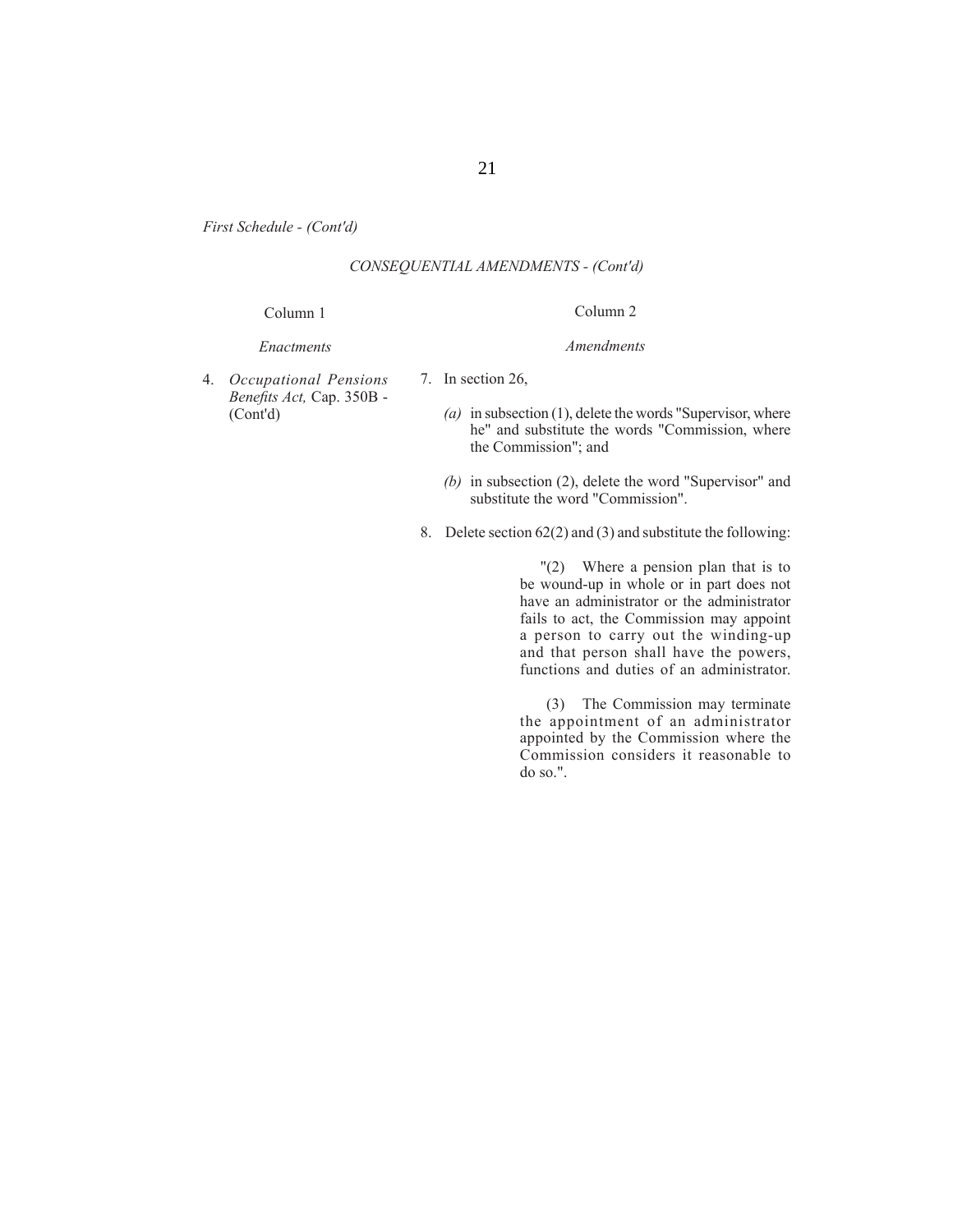*First Schedule - (Cont'd)*

*CONSEQUENTIAL AMENDMENTS - (Cont'd)*

| Column 1 | Column 2 |
|---|---|
| *Enactments* | *Amendments* |
| 4. *Occupational Pensions Benefits Act,* Cap. 350B - (Cont'd) | 7. In section 26,<br><br>*(a)* in subsection (1), delete the words "Supervisor, where he" and substitute the words "Commission, where the Commission"; and<br><br>*(b)* in subsection (2), delete the word "Supervisor" and substitute the word "Commission".<br><br>8. Delete section 62(2) and (3) and substitute the following:<br><br>"(2) Where a pension plan that is to be wound-up in whole or in part does not have an administrator or the administrator fails to act, the Commission may appoint a person to carry out the winding-up and that person shall have the powers, functions and duties of an administrator.<br><br>(3) The Commission may terminate the appointment of an administrator appointed by the Commission where the Commission considers it reasonable to do so.". |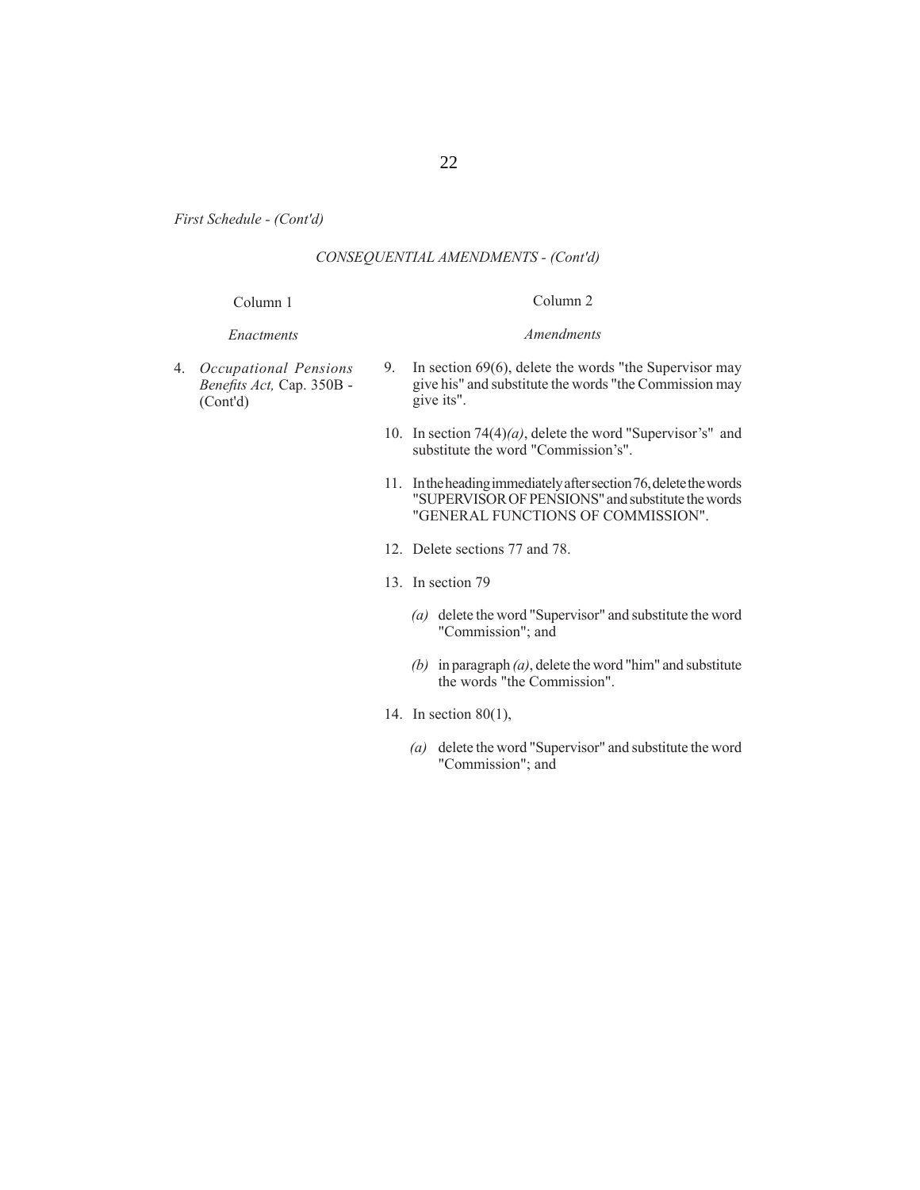*First Schedule - (Cont'd)*

*CONSEQUENTIAL AMENDMENTS - (Cont'd)*

| Column 1 | Column 2 |
|---|---|
| *Enactments* | *Amendments* |
| 4. *Occupational Pensions Benefits Act,* Cap. 350B - (Cont'd) | 9. In section 69(6), delete the words "the Supervisor may give his" and substitute the words "the Commission may give its". |
| | 10. In section 74(4)*(a)*, delete the word "Supervisor's" and substitute the word "Commission's". |
| | 11. In the heading immediately after section 76, delete the words "SUPERVISOR OF PENSIONS" and substitute the words "GENERAL FUNCTIONS OF COMMISSION". |
| | 12. Delete sections 77 and 78. |
| | 13. In section 79 |
| | *(a)* delete the word "Supervisor" and substitute the word "Commission"; and |
| | *(b)* in paragraph *(a)*, delete the word "him" and substitute the words "the Commission". |
| | 14. In section 80(1), |
| | *(a)* delete the word "Supervisor" and substitute the word "Commission"; and |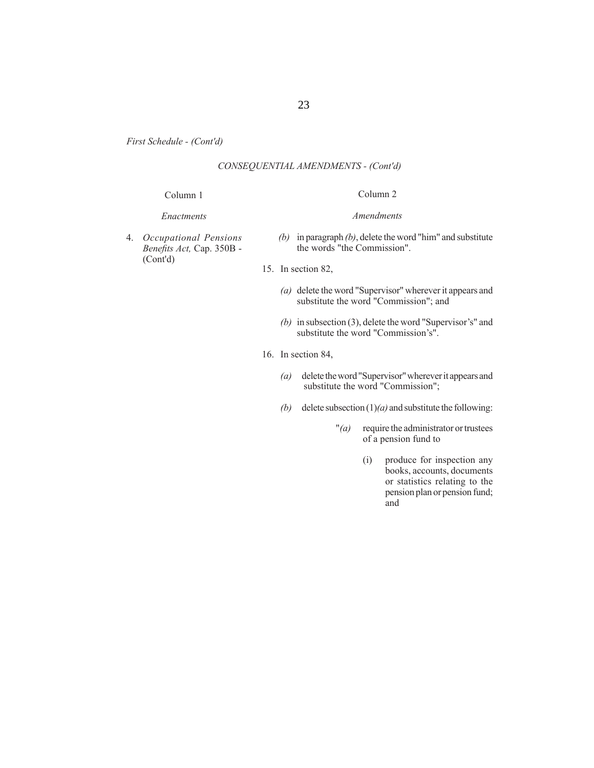*First Schedule - (Cont'd)*

*CONSEQUENTIAL AMENDMENTS - (Cont'd)*

| Column 1 | Column 2 |
|---|---|
| *Enactments* | *Amendments* |
| 4. *Occupational Pensions Benefits Act,* Cap. 350B - (Cont'd) | *(b)* in paragraph *(b)*, delete the word "him" and substitute the words "the Commission". |

15. In section 82,

*(a)* delete the word "Supervisor" wherever it appears and substitute the word "Commission"; and

*(b)* in subsection (3), delete the word "Supervisor's" and substitute the word "Commission's".

16. In section 84,

*(a)* delete the word "Supervisor" wherever it appears and substitute the word "Commission";

*(b)* delete subsection (1)*(a)* and substitute the following:

"*(a)* require the administrator or trustees of a pension fund to

(i) produce for inspection any books, accounts, documents or statistics relating to the pension plan or pension fund; and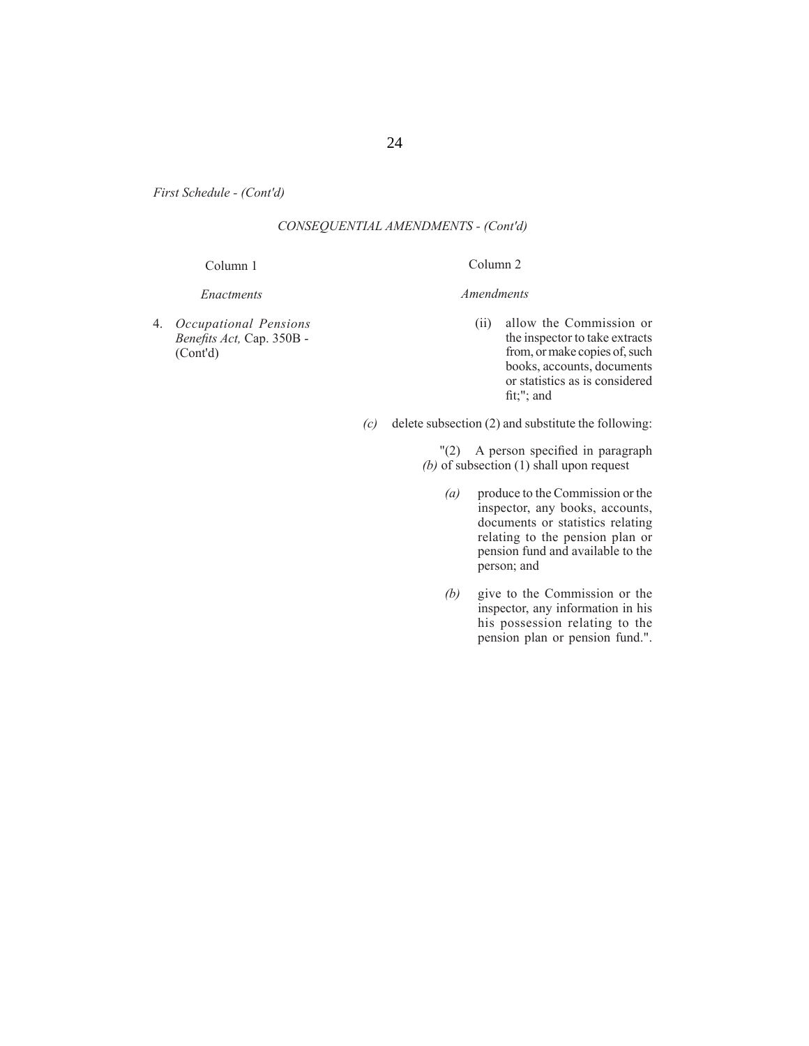*First Schedule - (Cont'd)*

*CONSEQUENTIAL AMENDMENTS - (Cont'd)*

| Column 1 | Column 2 |
|---|---|
| *Enactments* | *Amendments* |
| 4. *Occupational Pensions Benefits Act,* Cap. 350B - (Cont'd) | (ii) allow the Commission or the inspector to take extracts from, or make copies of, such books, accounts, documents or statistics as is considered fit;"; and |

*(c)* delete subsection (2) and substitute the following:

"(2) A person specified in paragraph *(b)* of subsection (1) shall upon request

*(a)* produce to the Commission or the inspector, any books, accounts, documents or statistics relating relating to the pension plan or pension fund and available to the person; and

*(b)* give to the Commission or the inspector, any information in his his possession relating to the pension plan or pension fund.".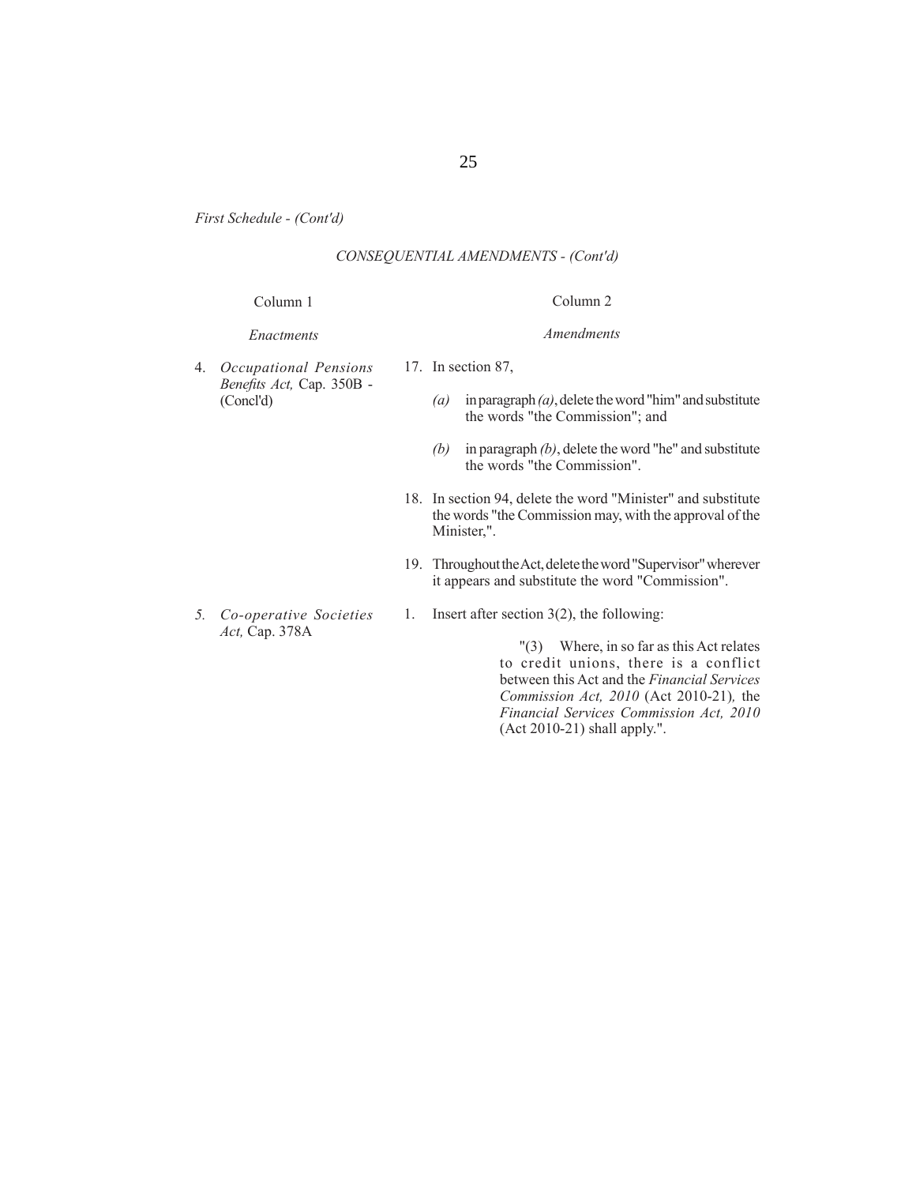*First Schedule - (Cont'd)*

*CONSEQUENTIAL AMENDMENTS - (Cont'd)*

| Column 1 | Column 2 |
|---|---|
| *Enactments* | *Amendments* |
| 4. *Occupational Pensions Benefits Act,* Cap. 350B - (Concl'd) | 17. In section 87,<br><br>*(a)* in paragraph *(a)*, delete the word "him" and substitute the words "the Commission"; and<br><br>*(b)* in paragraph *(b)*, delete the word "he" and substitute the words "the Commission".<br><br>18. In section 94, delete the word "Minister" and substitute the words "the Commission may, with the approval of the Minister,".<br><br>19. Throughout the Act, delete the word "Supervisor" wherever it appears and substitute the word "Commission". |
| *5. Co-operative Societies Act,* Cap. 378A | 1. Insert after section 3(2), the following:<br><br>"(3) Where, in so far as this Act relates to credit unions, there is a conflict between this Act and the *Financial Services Commission Act, 2010* (Act 2010-21)*,* the *Financial Services Commission Act, 2010* (Act 2010-21) shall apply.". |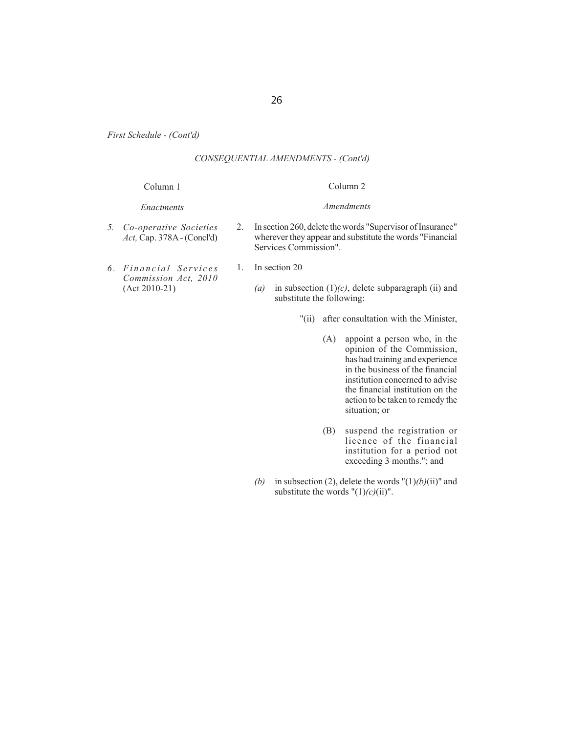*First Schedule - (Cont'd)*

*CONSEQUENTIAL AMENDMENTS - (Cont'd)*

| Column 1 | Column 2 |
|---|---|
| *Enactments* | *Amendments* |
| *5. Co-operative Societies Act,* Cap. 378A - (Concl'd) | 2. In section 260, delete the words "Supervisor of Insurance" wherever they appear and substitute the words "Financial Services Commission". |
| *6. Financial Services Commission Act, 2010* (Act 2010-21) | 1. In section 20<br>*(a)* in subsection (1)*(c)*, delete subparagraph (ii) and substitute the following:<br>"(ii) after consultation with the Minister,<br>(A) appoint a person who, in the opinion of the Commission, has had training and experience in the business of the financial institution concerned to advise the financial institution on the action to be taken to remedy the situation; or<br>(B) suspend the registration or licence of the financial institution for a period not exceeding 3 months."; and<br>*(b)* in subsection (2), delete the words "(1)*(b)*(ii)" and substitute the words "(1)*(c)*(ii)". |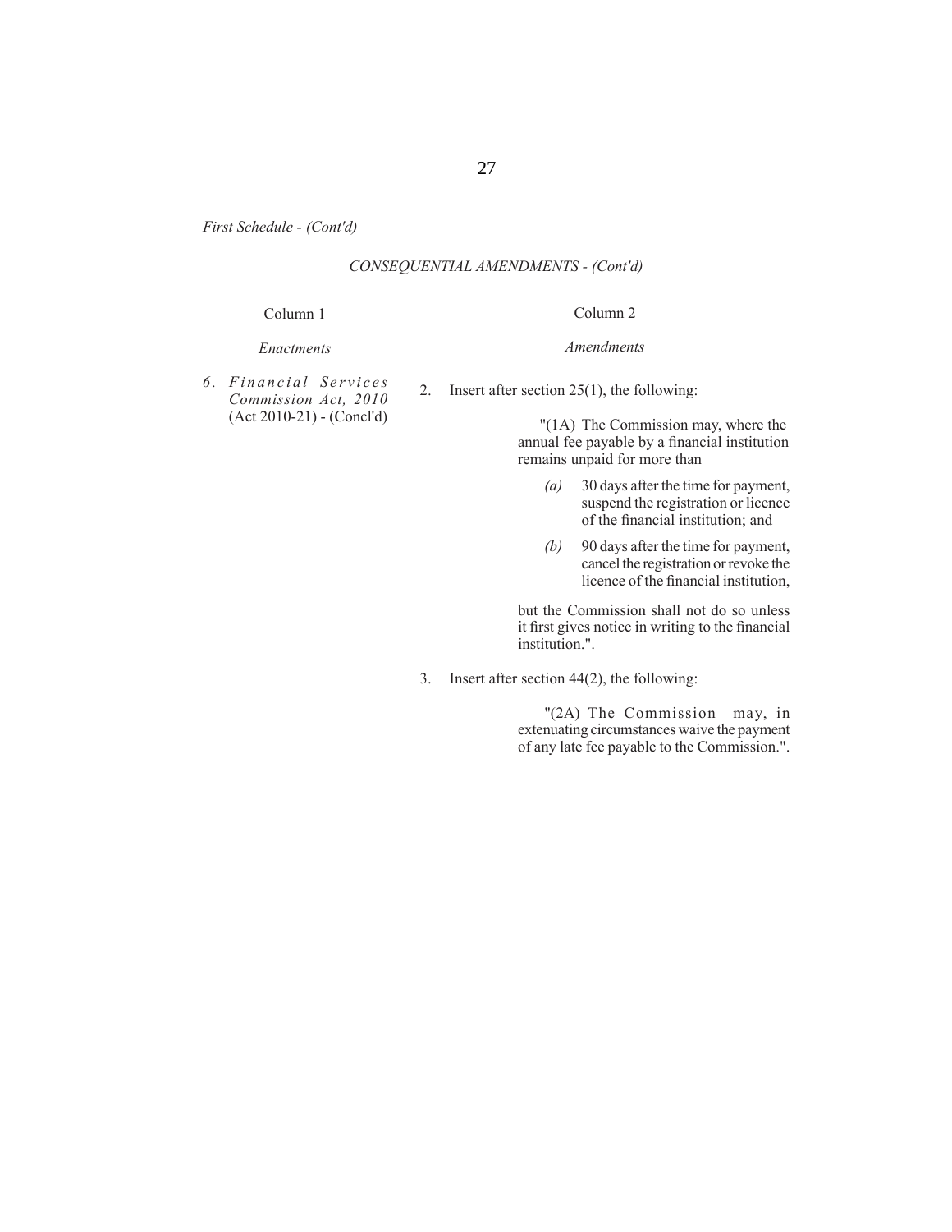*First Schedule - (Cont'd)*

*CONSEQUENTIAL AMENDMENTS - (Cont'd)*

| Column 1 | Column 2 |
|---|---|
| *Enactments* | *Amendments* |
| *6. Financial Services Commission Act, 2010* (Act 2010-21) - (Concl'd) | 2. Insert after section 25(1), the following: |

"(1A) The Commission may, where the annual fee payable by a financial institution remains unpaid for more than

*(a)* 30 days after the time for payment, suspend the registration or licence of the financial institution; and

*(b)* 90 days after the time for payment, cancel the registration or revoke the licence of the financial institution,

but the Commission shall not do so unless it first gives notice in writing to the financial institution.".

3. Insert after section 44(2), the following:

"(2A) The Commission may, in extenuating circumstances waive the payment of any late fee payable to the Commission.".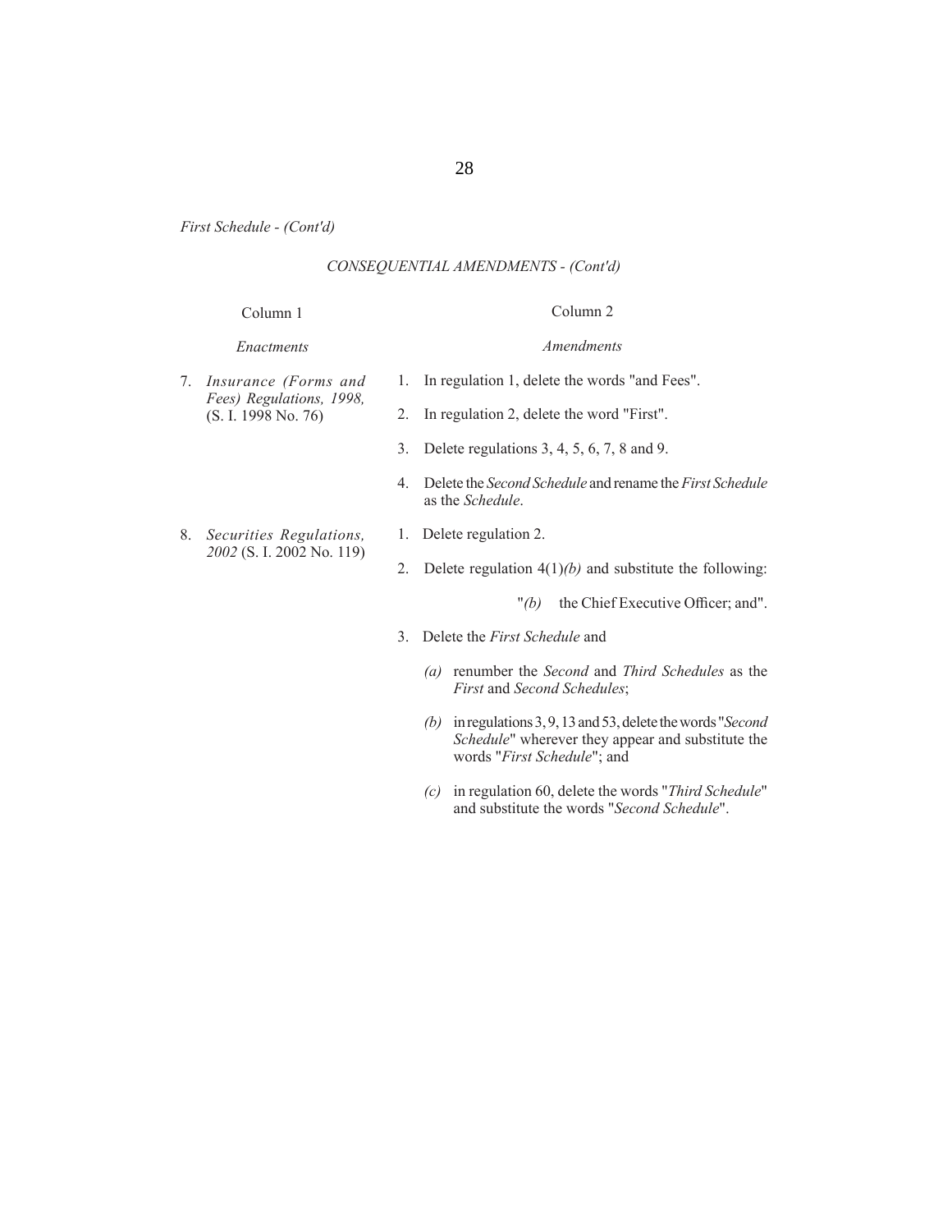*First Schedule - (Cont'd)*

*CONSEQUENTIAL AMENDMENTS - (Cont'd)*

| Column 1 | Column 2 |
|---|---|
| *Enactments* | *Amendments* |
| 7. *Insurance (Forms and Fees) Regulations, 1998,* (S. I. 1998 No. 76) | 1. In regulation 1, delete the words "and Fees". |
| | 2. In regulation 2, delete the word "First". |
| | 3. Delete regulations 3, 4, 5, 6, 7, 8 and 9. |
| | 4. Delete the *Second Schedule* and rename the *First Schedule* as the *Schedule*. |
| 8. *Securities Regulations, 2002* (S. I. 2002 No. 119) | 1. Delete regulation 2. |
| | 2. Delete regulation 4(1)*(b)* and substitute the following: "*(b)* the Chief Executive Officer; and". |
| | 3. Delete the *First Schedule* and *(a)* renumber the *Second* and *Third Schedules* as the *First* and *Second Schedules*; *(b)* in regulations 3, 9, 13 and 53, delete the words "*Second Schedule*" wherever they appear and substitute the words "*First Schedule*"; and *(c)* in regulation 60, delete the words "*Third Schedule*" and substitute the words "*Second Schedule*". |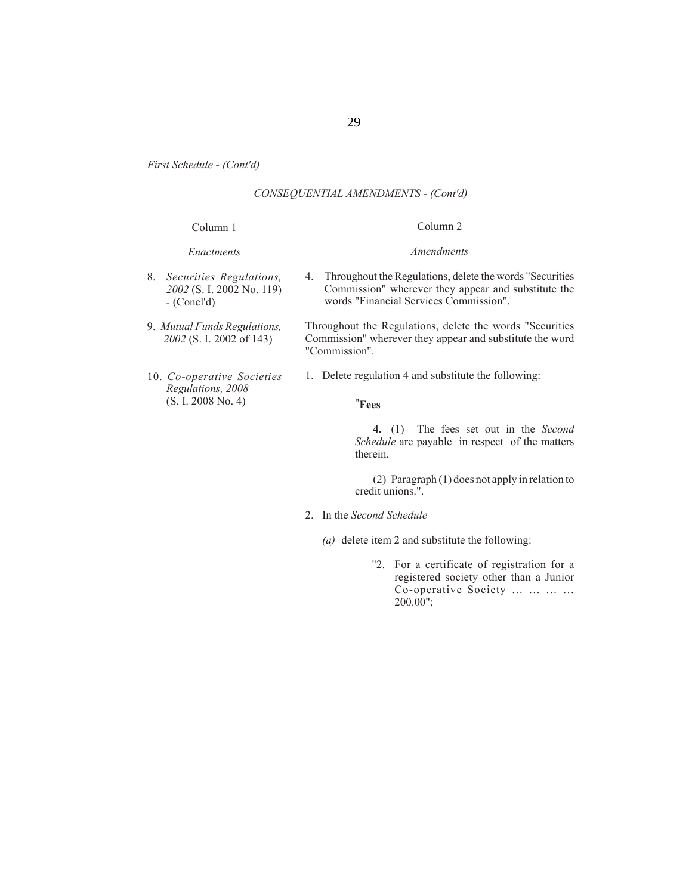*First Schedule - (Cont'd)*

*CONSEQUENTIAL AMENDMENTS - (Cont'd)*

| Column 1 | Column 2 |
|---|---|
| *Enactments* | *Amendments* |
| 8. *Securities Regulations, 2002* (S. I. 2002 No. 119) - (Concl'd) | 4. Throughout the Regulations, delete the words "Securities Commission" wherever they appear and substitute the words "Financial Services Commission". |
| 9. *Mutual Funds Regulations, 2002* (S. I. 2002 of 143) | Throughout the Regulations, delete the words "Securities Commission" wherever they appear and substitute the word "Commission". |
| 10. *Co-operative Societies Regulations, 2008* (S. I. 2008 No. 4) | 1. Delete regulation 4 and substitute the following:<br><br>"**Fees**<br><br>**4.** (1) The fees set out in the *Second Schedule* are payable in respect of the matters therein.<br><br>(2) Paragraph (1) does not apply in relation to credit unions.".<br><br>2. In the *Second Schedule*<br><br>*(a)* delete item 2 and substitute the following:<br><br>"2. For a certificate of registration for a registered society other than a Junior Co-operative Society … … … … 200.00"; |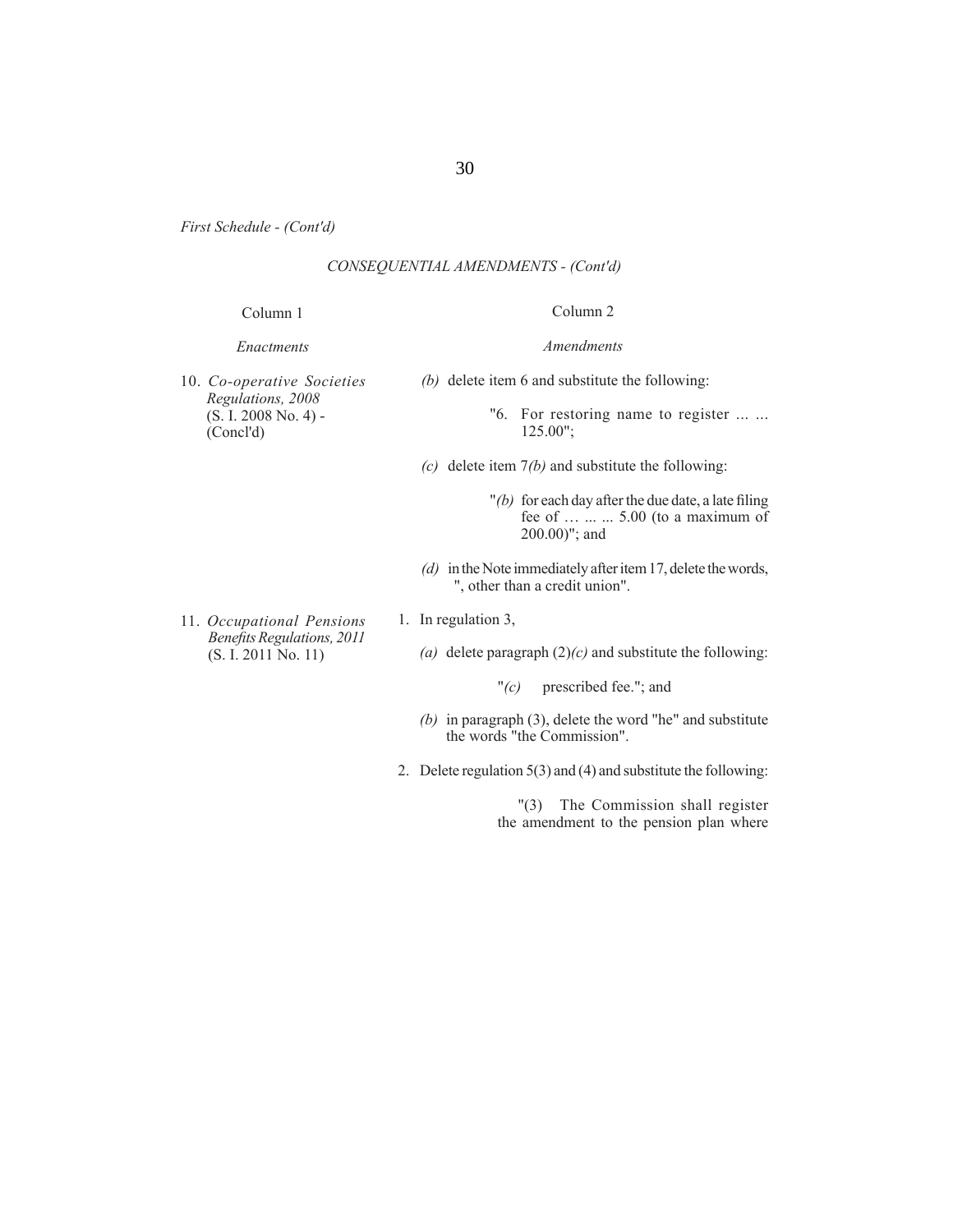*First Schedule - (Cont'd)*

*CONSEQUENTIAL AMENDMENTS - (Cont'd)*

| Column 1 | Column 2 |
|---|---|
| *Enactments* | *Amendments* |
| 10. *Co-operative Societies Regulations, 2008* (S. I. 2008 No. 4) - (Concl'd) | *(b)* delete item 6 and substitute the following:<br><br>"6. For restoring name to register ... ... 125.00";<br><br>*(c)* delete item 7*(b)* and substitute the following:<br><br>"*(b)* for each day after the due date, a late filing fee of … ... ... 5.00 (to a maximum of 200.00)"; and<br><br>*(d)* in the Note immediately after item 17, delete the words, ", other than a credit union". |
| 11. *Occupational Pensions Benefits Regulations, 2011* (S. I. 2011 No. 11) | 1. In regulation 3,<br><br>*(a)* delete paragraph (2)*(c)* and substitute the following:<br><br>"*(c)* prescribed fee."; and<br><br>*(b)* in paragraph (3), delete the word "he" and substitute the words "the Commission".<br><br>2. Delete regulation 5(3) and (4) and substitute the following:<br><br>"(3) The Commission shall register the amendment to the pension plan where |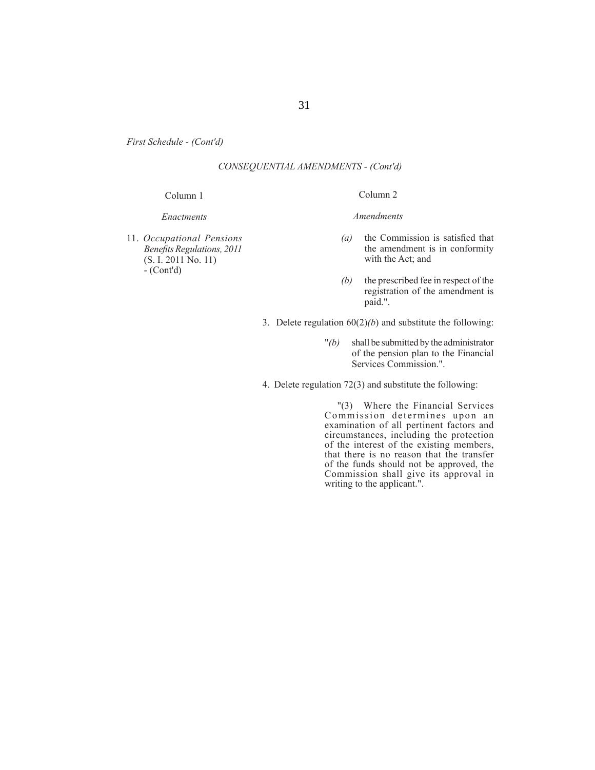*First Schedule - (Cont'd)*

*CONSEQUENTIAL AMENDMENTS - (Cont'd)*

| Column 1 | Column 2 |
|---|---|
| *Enactments* | *Amendments* |
| 11. *Occupational Pensions Benefits Regulations, 2011* (S. I. 2011 No. 11) - (Cont'd) | *(a)* the Commission is satisfied that the amendment is in conformity with the Act; and<br><br>*(b)* the prescribed fee in respect of the registration of the amendment is paid.".<br><br>3. Delete regulation 60(2)*(b*) and substitute the following:<br><br>"*(b)* shall be submitted by the administrator of the pension plan to the Financial Services Commission.".<br><br>4. Delete regulation 72(3) and substitute the following:<br><br>"(3) Where the Financial Services Commission determines upon an examination of all pertinent factors and circumstances, including the protection of the interest of the existing members, that there is no reason that the transfer of the funds should not be approved, the Commission shall give its approval in writing to the applicant.". |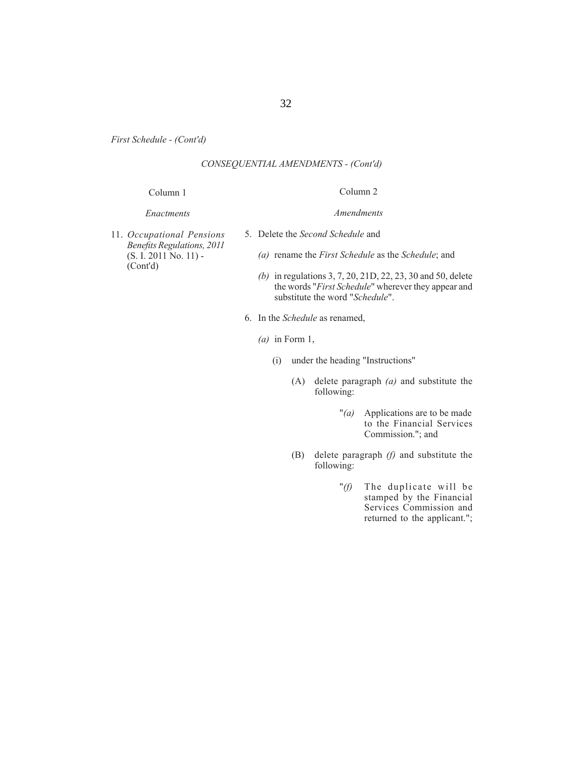*First Schedule - (Cont'd)*

*CONSEQUENTIAL AMENDMENTS - (Cont'd)*

| Column 1 | Column 2 |
|---|---|
| *Enactments* | *Amendments* |
| 11. *Occupational Pensions Benefits Regulations, 2011* (S. I. 2011 No. 11) - (Cont'd) | 5. Delete the *Second Schedule* and<br>*(a)* rename the *First Schedule* as the *Schedule*; and<br>*(b)* in regulations 3, 7, 20, 21D, 22, 23, 30 and 50, delete the words "*First Schedule*" wherever they appear and substitute the word "*Schedule*".<br>6. In the *Schedule* as renamed,<br>*(a)* in Form 1,<br>(i) under the heading "Instructions"<br>(A) delete paragraph *(a)* and substitute the following:<br>"*(a)* Applications are to be made to the Financial Services Commission."; and<br>(B) delete paragraph *(f)* and substitute the following:<br>"*(f)* The duplicate will be stamped by the Financial Services Commission and returned to the applicant."; |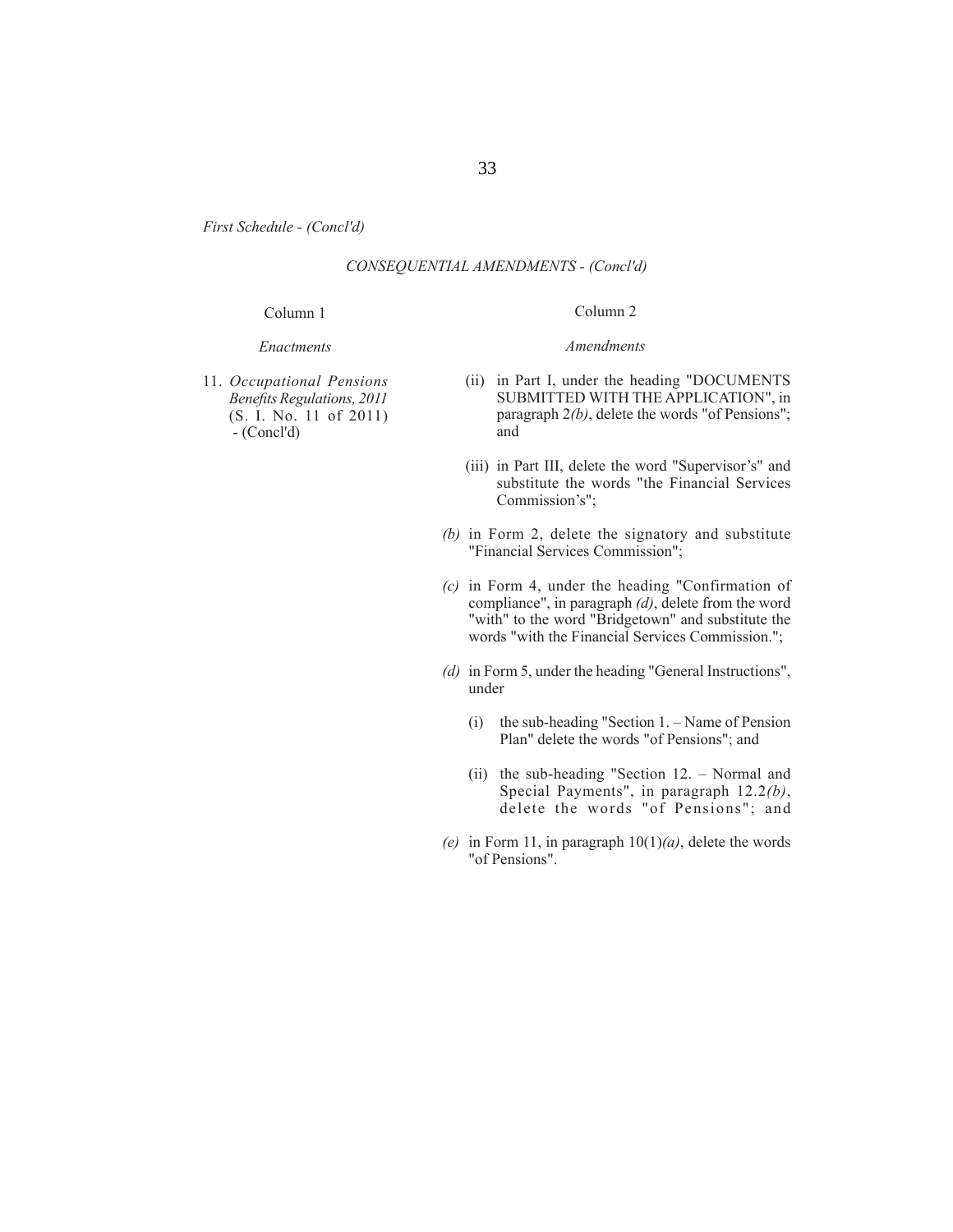*First Schedule - (Concl'd)*

*CONSEQUENTIAL AMENDMENTS - (Concl'd)*

| Column 1 | Column 2 |
|---|---|
| *Enactments* | *Amendments* |
| 11. *Occupational Pensions Benefits Regulations, 2011* (S. I. No. 11 of 2011) - (Concl'd) | (ii) in Part I, under the heading "DOCUMENTS SUBMITTED WITH THE APPLICATION", in paragraph 2*(b)*, delete the words "of Pensions"; and<br><br>(iii) in Part III, delete the word "Supervisor's" and substitute the words "the Financial Services Commission's";<br><br>*(b)* in Form 2, delete the signatory and substitute "Financial Services Commission";<br><br>*(c)* in Form 4, under the heading "Confirmation of compliance", in paragraph *(d)*, delete from the word "with" to the word "Bridgetown" and substitute the words "with the Financial Services Commission.";<br><br>*(d)* in Form 5, under the heading "General Instructions", under<br><br>(i) the sub-heading "Section 1. – Name of Pension Plan" delete the words "of Pensions"; and<br><br>(ii) the sub-heading "Section 12. – Normal and Special Payments", in paragraph 12.2*(b)*, delete the words "of Pensions"; and<br><br>*(e)* in Form 11, in paragraph 10(1)*(a)*, delete the words "of Pensions". |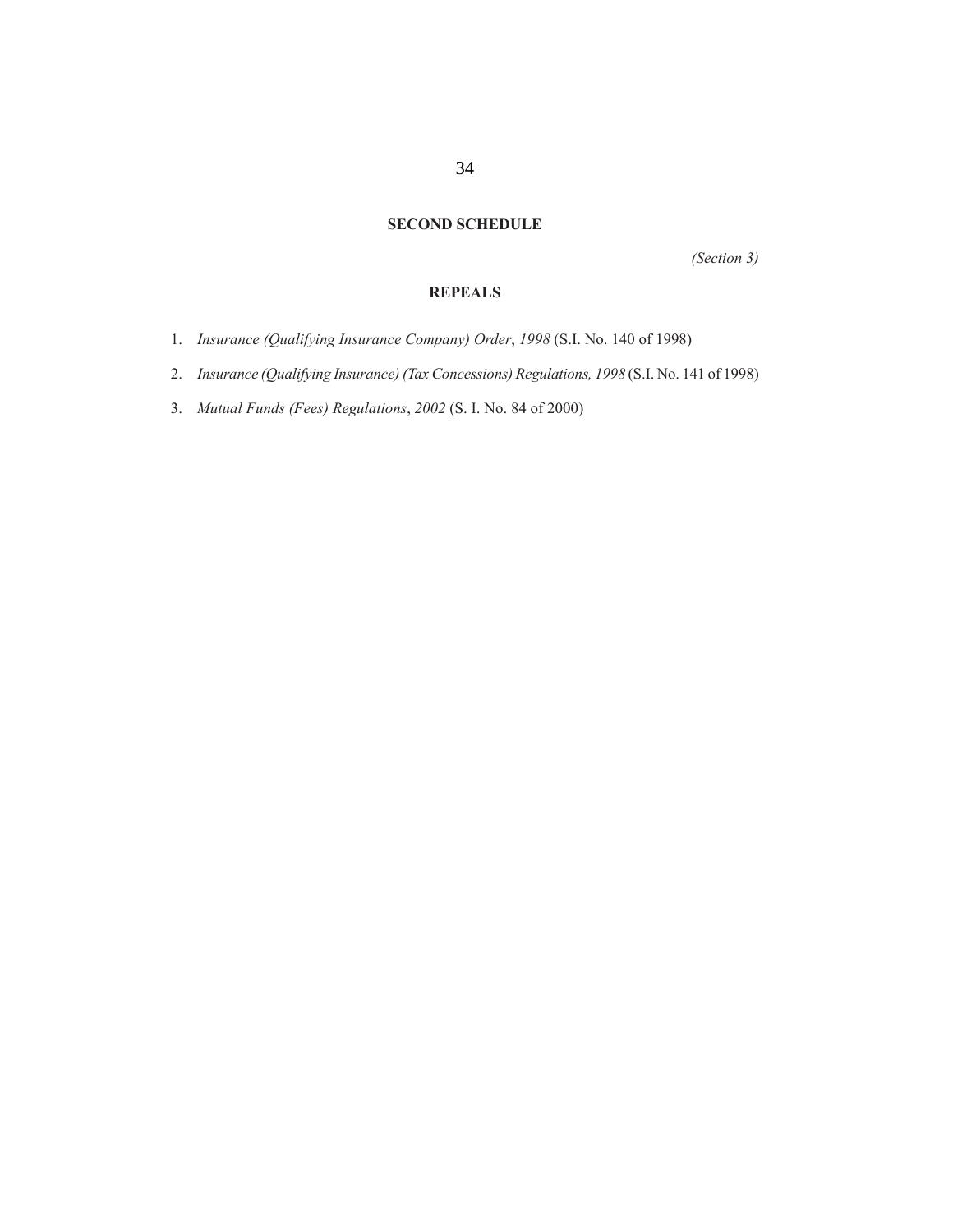## SECOND SCHEDULE

*(Section 3)*

## REPEALS

1. *Insurance (Qualifying Insurance Company) Order*, *1998* (S.I. No. 140 of 1998)
2. *Insurance (Qualifying Insurance) (Tax Concessions) Regulations, 1998* (S.I. No. 141 of 1998)
3. *Mutual Funds (Fees) Regulations*, *2002* (S. I. No. 84 of 2000)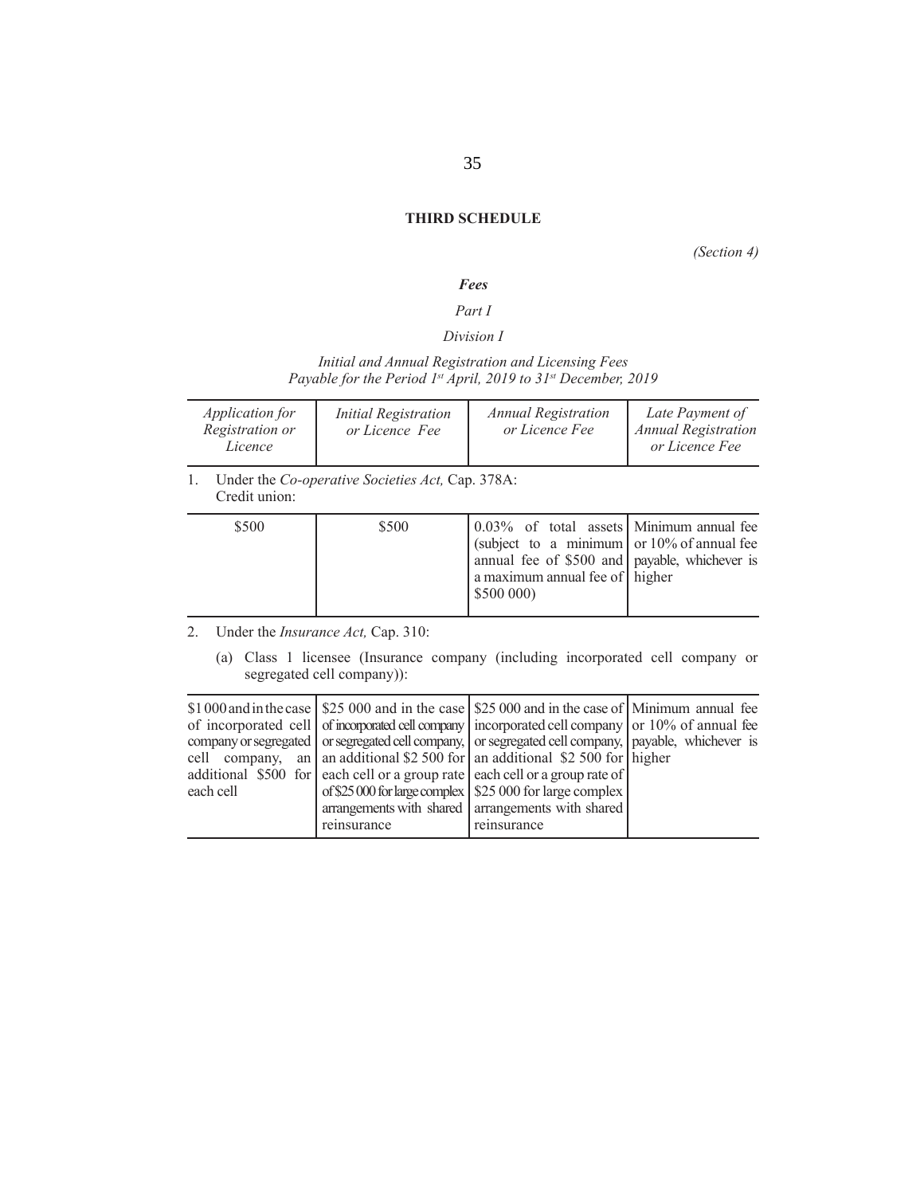## THIRD SCHEDULE

*(Section 4)*

### *Fees*

*Part I*

*Division I*

*Initial and Annual Registration and Licensing Fees Payable for the Period 1st April, 2019 to 31st December, 2019*

| *Application for Registration or Licence* | *Initial Registration or Licence Fee* | *Annual Registration or Licence Fee* | *Late Payment of Annual Registration or Licence Fee* |
|---|---|---|---|
| 1. Under the *Co-operative Societies Act,* Cap. 378A: Credit union: | | | |
| \$500 | \$500 | 0.03% of total assets (subject to a minimum annual fee of \$500 and a maximum annual fee of \$500 000) | Minimum annual fee or 10% of annual fee payable, whichever is higher |
| 2. Under the *Insurance Act,* Cap. 310: (a) Class 1 licensee (Insurance company (including incorporated cell company or segregated cell company)): | | | |
| \$1 000 and in the case of incorporated cell company or segregated cell company, an additional \$500 for each cell | \$25 000 and in the case of incorporated cell company or segregated cell company, an additional \$2 500 for each cell or a group rate of \$25 000 for large complex arrangements with shared reinsurance | \$25 000 and in the case of incorporated cell company or segregated cell company, an additional \$2 500 for each cell or a group rate of \$25 000 for large complex arrangements with shared reinsurance | Minimum annual fee or 10% of annual fee payable, whichever is higher |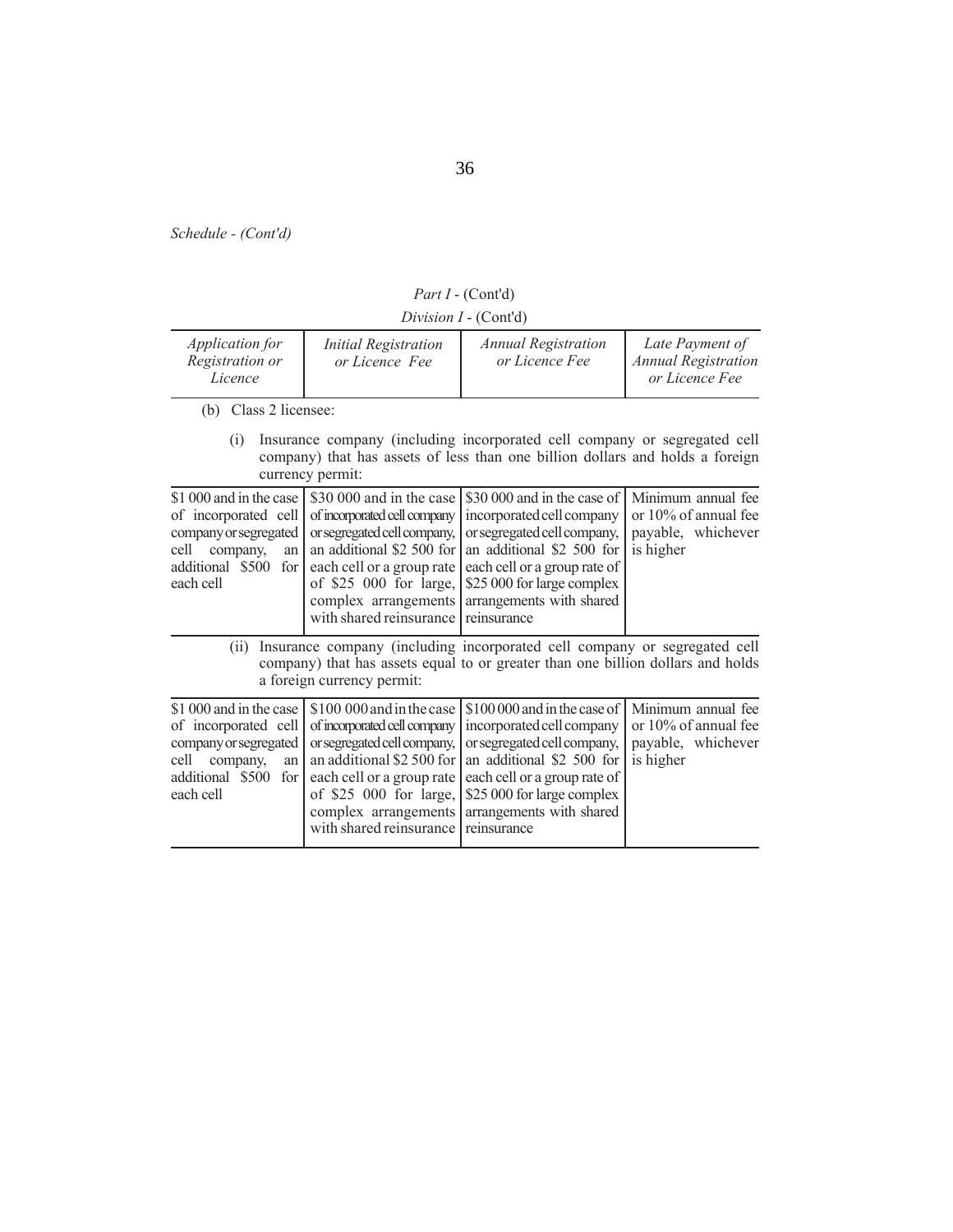*Schedule - (Cont'd)*

*Part I* - (Cont'd)

*Division I* - (Cont'd)

| *Application for Registration or Licence* | *Initial Registration or Licence Fee* | *Annual Registration or Licence Fee* | *Late Payment of Annual Registration or Licence Fee* |
|---|---|---|---|
| (b) Class 2 licensee: | | | |
| (i) Insurance company (including incorporated cell company or segregated cell company) that has assets of less than one billion dollars and holds a foreign currency permit: | | | |
| $1 000 and in the case of incorporated cell company or segregated cell company, an additional $500 for each cell | $30 000 and in the case of incorporated cell company or segregated cell company, an additional $2 500 for each cell or a group rate of $25 000 for large, complex arrangements with shared reinsurance | $30 000 and in the case of incorporated cell company or segregated cell company, an additional $2 500 for each cell or a group rate of $25 000 for large complex arrangements with shared reinsurance | Minimum annual fee or 10% of annual fee payable, whichever is higher |
| (ii) Insurance company (including incorporated cell company or segregated cell company) that has assets equal to or greater than one billion dollars and holds a foreign currency permit: | | | |
| $1 000 and in the case of incorporated cell company or segregated cell company, an additional $500 for each cell | $100 000 and in the case of incorporated cell company or segregated cell company, an additional $2 500 for each cell or a group rate of $25 000 for large, complex arrangements with shared reinsurance | $100 000 and in the case of incorporated cell company or segregated cell company, an additional $2 500 for each cell or a group rate of $25 000 for large complex arrangements with shared reinsurance | Minimum annual fee or 10% of annual fee payable, whichever is higher |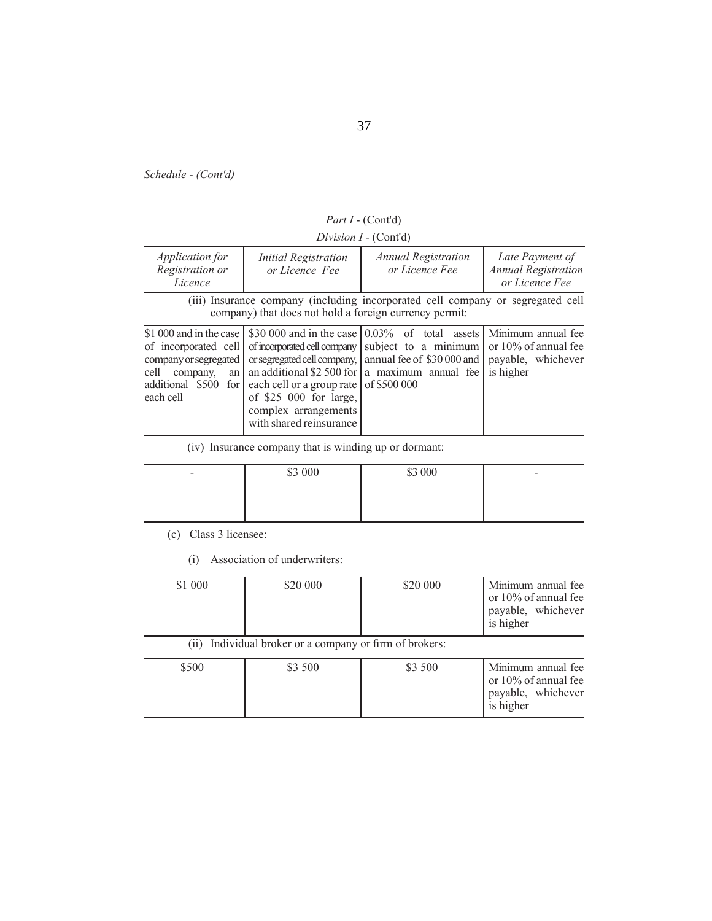*Schedule - (Cont'd)*

*Part I* - (Cont'd)

*Division I* - (Cont'd)

| *Application for Registration or Licence* | *Initial Registration or Licence Fee* | *Annual Registration or Licence Fee* | *Late Payment of Annual Registration or Licence Fee* |
|---|---|---|---|
| (iii) Insurance company (including incorporated cell company or segregated cell company) that does not hold a foreign currency permit: | | | |
| $1 000 and in the case of incorporated cell company or segregated cell company, an additional $500 for each cell | $30 000 and in the case of incorporated cell company or segregated cell company, an additional $2 500 for each cell or a group rate of $25 000 for large, complex arrangements with shared reinsurance | 0.03% of total assets subject to a minimum annual fee of $30 000 and a maximum annual fee of $500 000 | Minimum annual fee or 10% of annual fee payable, whichever is higher |
| (iv) Insurance company that is winding up or dormant: | | | |
| - | $3 000 | $3 000 | - |

(c) Class 3 licensee:

(i) Association of underwriters:

| | | | |
|---|---|---|---|
| $1 000 | $20 000 | $20 000 | Minimum annual fee or 10% of annual fee payable, whichever is higher |
| (ii) Individual broker or a company or firm of brokers: | | | |
| $500 | $3 500 | $3 500 | Minimum annual fee or 10% of annual fee payable, whichever is higher |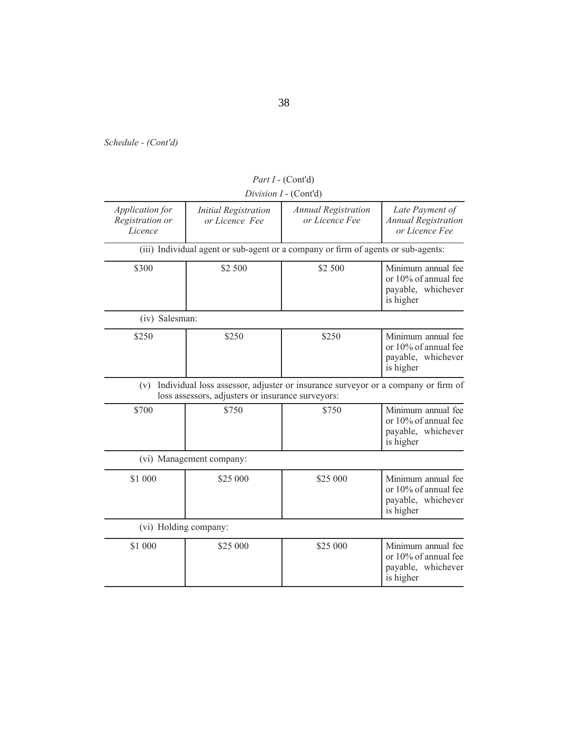*Schedule - (Cont'd)*

*Part I* - (Cont'd)

*Division I* - (Cont'd)

| *Application for Registration or Licence* | *Initial Registration or Licence Fee* | *Annual Registration or Licence Fee* | *Late Payment of Annual Registration or Licence Fee* |
|---|---|---|---|
| (iii) Individual agent or sub-agent or a company or firm of agents or sub-agents: | | | |
| \$300 | \$2 500 | \$2 500 | Minimum annual fee or 10% of annual fee payable, whichever is higher |
| (iv) Salesman: | | | |
| \$250 | \$250 | \$250 | Minimum annual fee or 10% of annual fee payable, whichever is higher |
| (v) Individual loss assessor, adjuster or insurance surveyor or a company or firm of loss assessors, adjusters or insurance surveyors: | | | |
| \$700 | \$750 | \$750 | Minimum annual fee or 10% of annual fee payable, whichever is higher |
| (vi) Management company: | | | |
| \$1 000 | \$25 000 | \$25 000 | Minimum annual fee or 10% of annual fee payable, whichever is higher |
| (vi) Holding company: | | | |
| \$1 000 | \$25 000 | \$25 000 | Minimum annual fee or 10% of annual fee payable, whichever is higher |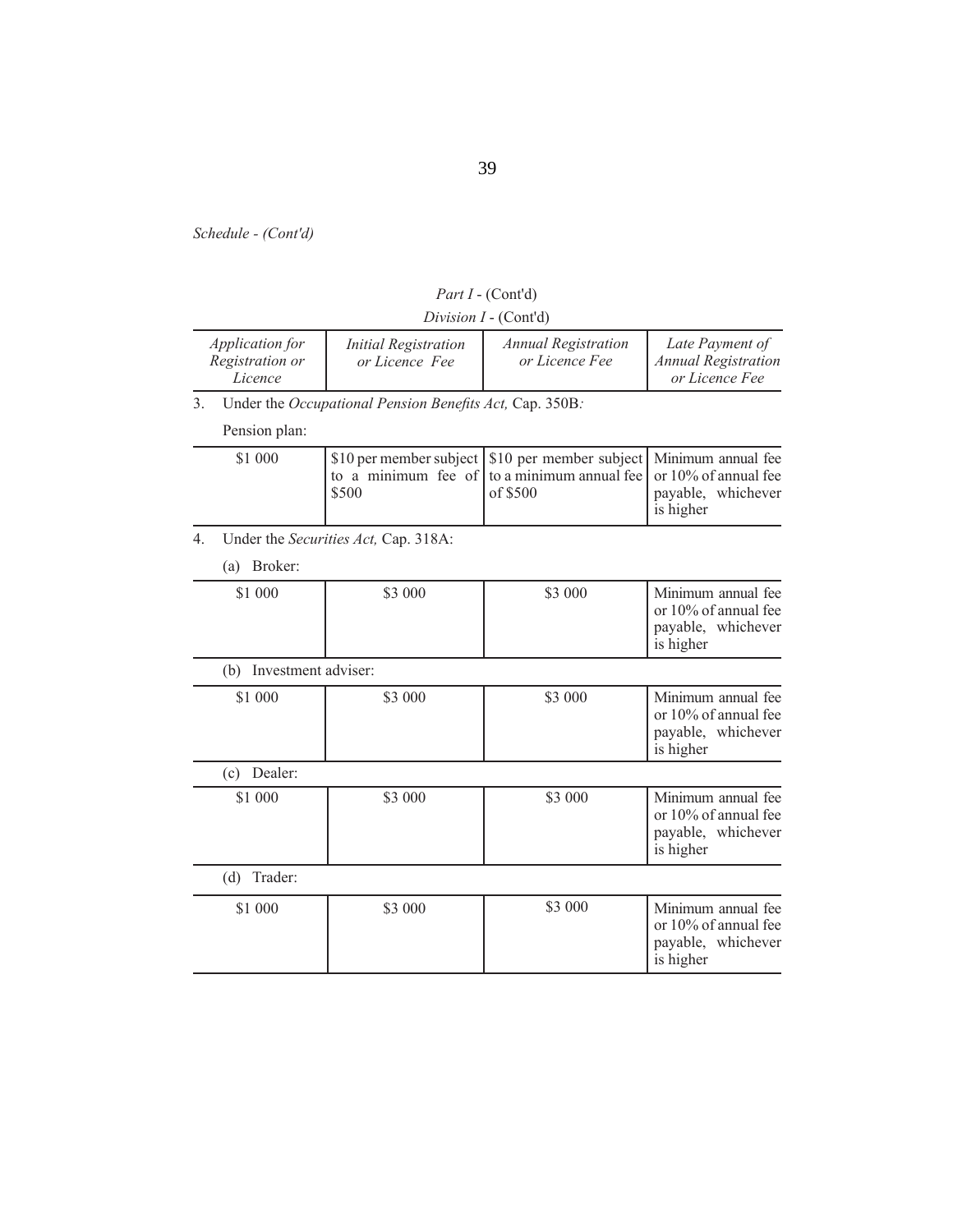*Schedule - (Cont'd)*

*Part I* - (Cont'd)

*Division I* - (Cont'd)

| *Application for Registration or Licence* | *Initial Registration or Licence Fee* | *Annual Registration or Licence Fee* | *Late Payment of Annual Registration or Licence Fee* |
|---|---|---|---|

3. Under the *Occupational Pension Benefits Act,* Cap. 350B*:*

   Pension plan:

| | | | |
|---|---|---|---|
| $1 000 | $10 per member subject to a minimum fee of $500 | $10 per member subject to a minimum annual fee of $500 | Minimum annual fee or 10% of annual fee payable, whichever is higher |

4. Under the *Securities Act,* Cap. 318A:

   (a) Broker:

| | | | |
|---|---|---|---|
| $1 000 | $3 000 | $3 000 | Minimum annual fee or 10% of annual fee payable, whichever is higher |

   (b) Investment adviser:

| | | | |
|---|---|---|---|
| $1 000 | $3 000 | $3 000 | Minimum annual fee or 10% of annual fee payable, whichever is higher |

   (c) Dealer:

| | | | |
|---|---|---|---|
| $1 000 | $3 000 | $3 000 | Minimum annual fee or 10% of annual fee payable, whichever is higher |

   (d) Trader:

| | | | |
|---|---|---|---|
| $1 000 | $3 000 | $3 000 | Minimum annual fee or 10% of annual fee payable, whichever is higher |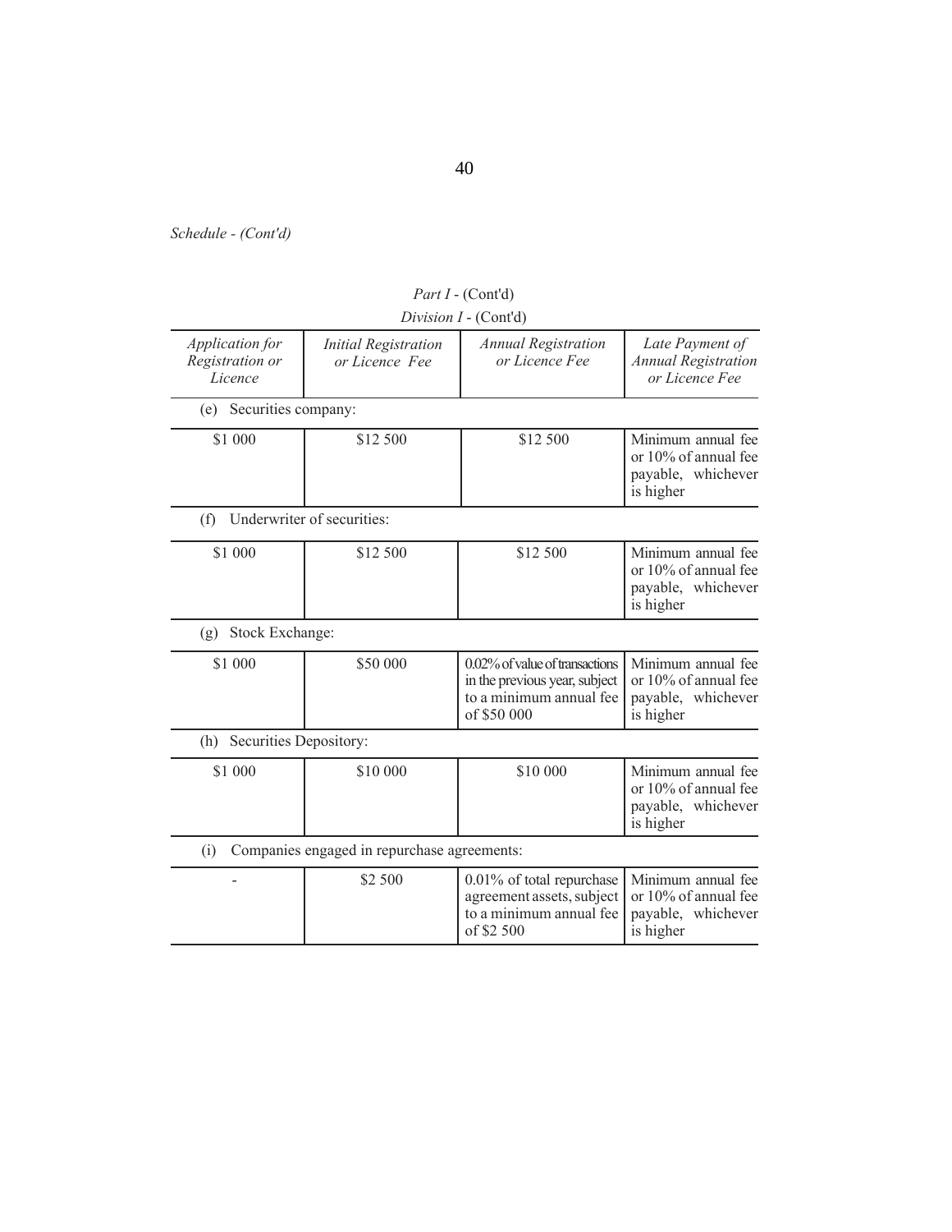*Schedule - (Cont'd)*

*Part I* - (Cont'd)

*Division I* - (Cont'd)

| *Application for Registration or Licence* | *Initial Registration or Licence Fee* | *Annual Registration or Licence Fee* | *Late Payment of Annual Registration or Licence Fee* |
|---|---|---|---|
| (e) Securities company: | | | |
| \$1 000 | \$12 500 | \$12 500 | Minimum annual fee or 10% of annual fee payable, whichever is higher |
| (f) Underwriter of securities: | | | |
| \$1 000 | \$12 500 | \$12 500 | Minimum annual fee or 10% of annual fee payable, whichever is higher |
| (g) Stock Exchange: | | | |
| \$1 000 | \$50 000 | 0.02% of value of transactions in the previous year, subject to a minimum annual fee of \$50 000 | Minimum annual fee or 10% of annual fee payable, whichever is higher |
| (h) Securities Depository: | | | |
| \$1 000 | \$10 000 | \$10 000 | Minimum annual fee or 10% of annual fee payable, whichever is higher |
| (i) Companies engaged in repurchase agreements: | | | |
| - | \$2 500 | 0.01% of total repurchase agreement assets, subject to a minimum annual fee of \$2 500 | Minimum annual fee or 10% of annual fee payable, whichever is higher |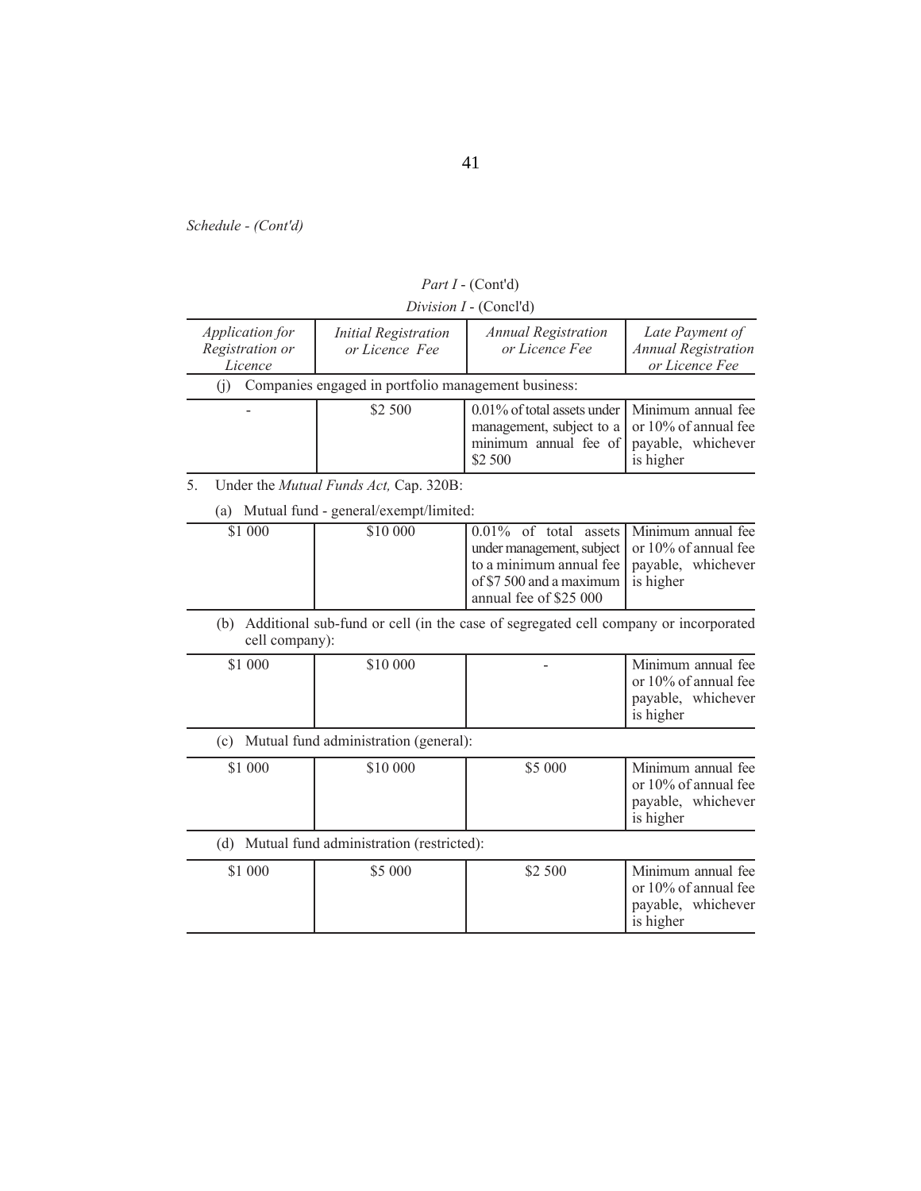*Schedule - (Cont'd)*

*Part I* - (Cont'd)

*Division I* - (Concl'd)

| *Application for Registration or Licence* | *Initial Registration or Licence Fee* | *Annual Registration or Licence Fee* | *Late Payment of Annual Registration or Licence Fee* |
|---|---|---|---|
| (j) Companies engaged in portfolio management business: | | | |
| - | \$2 500 | 0.01% of total assets under management, subject to a minimum annual fee of \$2 500 | Minimum annual fee or 10% of annual fee payable, whichever is higher |

5. Under the *Mutual Funds Act,* Cap. 320B:

| *Application for Registration or Licence* | *Initial Registration or Licence Fee* | *Annual Registration or Licence Fee* | *Late Payment of Annual Registration or Licence Fee* |
|---|---|---|---|
| (a) Mutual fund - general/exempt/limited: | | | |
| \$1 000 | \$10 000 | 0.01% of total assets under management, subject to a minimum annual fee of \$7 500 and a maximum annual fee of \$25 000 | Minimum annual fee or 10% of annual fee payable, whichever is higher |
| (b) Additional sub-fund or cell (in the case of segregated cell company or incorporated cell company): | | | |
| \$1 000 | \$10 000 | - | Minimum annual fee or 10% of annual fee payable, whichever is higher |
| (c) Mutual fund administration (general): | | | |
| \$1 000 | \$10 000 | \$5 000 | Minimum annual fee or 10% of annual fee payable, whichever is higher |
| (d) Mutual fund administration (restricted): | | | |
| \$1 000 | \$5 000 | \$2 500 | Minimum annual fee or 10% of annual fee payable, whichever is higher |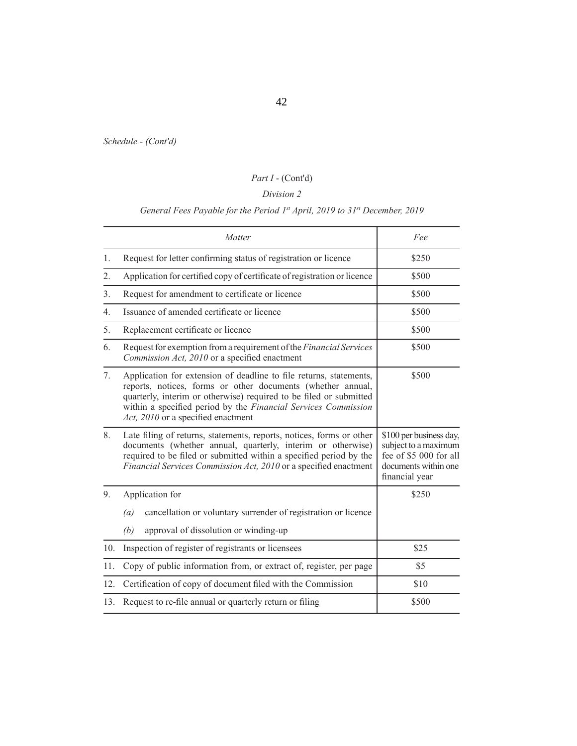*Schedule - (Cont'd)*

*Part I* - (Cont'd)

*Division 2*

*General Fees Payable for the Period 1st April, 2019 to 31st December, 2019*

| | *Matter* | *Fee* |
|---|---|---|
| 1. | Request for letter confirming status of registration or licence | \$250 |
| 2. | Application for certified copy of certificate of registration or licence | \$500 |
| 3. | Request for amendment to certificate or licence | \$500 |
| 4. | Issuance of amended certificate or licence | \$500 |
| 5. | Replacement certificate or licence | \$500 |
| 6. | Request for exemption from a requirement of the *Financial Services Commission Act, 2010* or a specified enactment | \$500 |
| 7. | Application for extension of deadline to file returns, statements, reports, notices, forms or other documents (whether annual, quarterly, interim or otherwise) required to be filed or submitted within a specified period by the *Financial Services Commission Act, 2010* or a specified enactment | \$500 |
| 8. | Late filing of returns, statements, reports, notices, forms or other documents (whether annual, quarterly, interim or otherwise) required to be filed or submitted within a specified period by the *Financial Services Commission Act, 2010* or a specified enactment | \$100 per business day, subject to a maximum fee of \$5 000 for all documents within one financial year |
| 9. | Application for<br>*(a)* cancellation or voluntary surrender of registration or licence<br>*(b)* approval of dissolution or winding-up | \$250 |
| 10. | Inspection of register of registrants or licensees | \$25 |
| 11. | Copy of public information from, or extract of, register, per page | \$5 |
| 12. | Certification of copy of document filed with the Commission | \$10 |
| 13. | Request to re-file annual or quarterly return or filing | \$500 |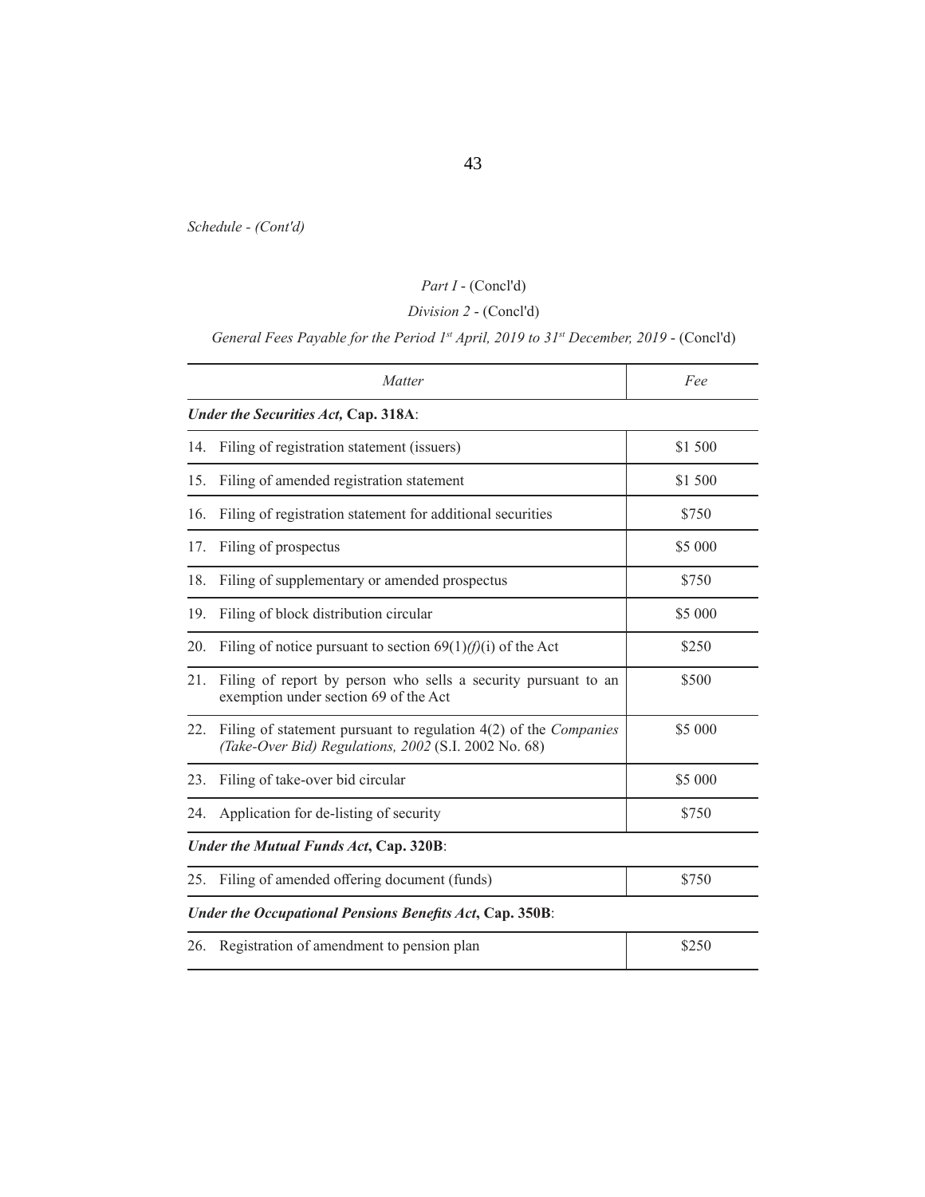*Schedule - (Cont'd)*

*Part I* - (Concl'd)

*Division 2* - (Concl'd)

*General Fees Payable for the Period 1st April, 2019 to 31st December, 2019* - (Concl'd)

| *Matter* | *Fee* |
|---|---|
| ***Under the Securities Act,* Cap. 318A**: | |
| 14. Filing of registration statement (issuers) | \$1 500 |
| 15. Filing of amended registration statement | \$1 500 |
| 16. Filing of registration statement for additional securities | \$750 |
| 17. Filing of prospectus | \$5 000 |
| 18. Filing of supplementary or amended prospectus | \$750 |
| 19. Filing of block distribution circular | \$5 000 |
| 20. Filing of notice pursuant to section 69(1)*(f)*(i) of the Act | \$250 |
| 21. Filing of report by person who sells a security pursuant to an exemption under section 69 of the Act | \$500 |
| 22. Filing of statement pursuant to regulation 4(2) of the *Companies (Take-Over Bid) Regulations, 2002* (S.I. 2002 No. 68) | \$5 000 |
| 23. Filing of take-over bid circular | \$5 000 |
| 24. Application for de-listing of security | \$750 |
| ***Under the Mutual Funds Act*, Cap. 320B**: | |
| 25. Filing of amended offering document (funds) | \$750 |
| ***Under the Occupational Pensions Benefits Act*, Cap. 350B**: | |
| 26. Registration of amendment to pension plan | \$250 |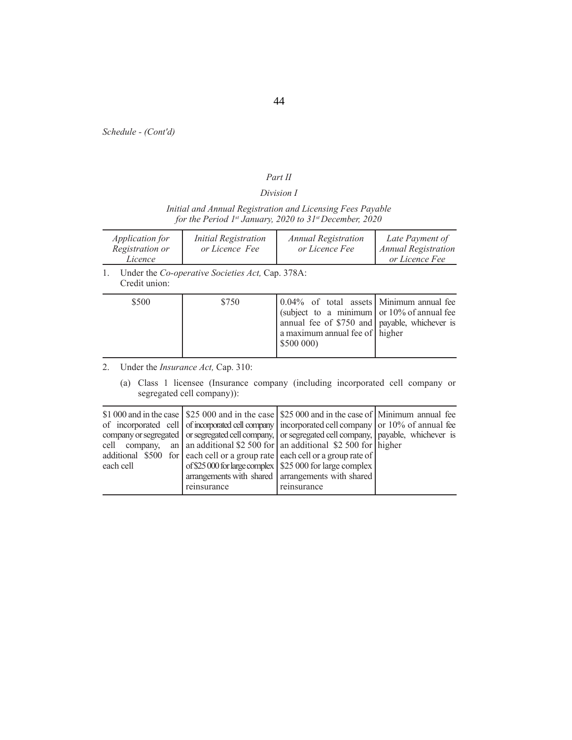*Schedule - (Cont'd)*

*Part II*

*Division I*

*Initial and Annual Registration and Licensing Fees Payable for the Period 1st January, 2020 to 31st December, 2020*

| *Application for Registration or Licence* | *Initial Registration or Licence Fee* | *Annual Registration or Licence Fee* | *Late Payment of Annual Registration or Licence Fee* |
|---|---|---|---|

1. Under the *Co-operative Societies Act,* Cap. 378A:
   Credit union:

| | | | |
|---|---|---|---|
| \$500 | \$750 | 0.04% of total assets (subject to a minimum annual fee of \$750 and a maximum annual fee of \$500 000) | Minimum annual fee or 10% of annual fee payable, whichever is higher |

2. Under the *Insurance Act,* Cap. 310:

   (a) Class 1 licensee (Insurance company (including incorporated cell company or segregated cell company)):

| | | | |
|---|---|---|---|
| \$1 000 and in the case of incorporated cell company or segregated cell company, an additional \$500 for each cell | \$25 000 and in the case of incorporated cell company or segregated cell company, an additional \$2 500 for each cell or a group rate of \$25 000 for large complex arrangements with shared reinsurance | \$25 000 and in the case of incorporated cell company or segregated cell company, an additional \$2 500 for each cell or a group rate of \$25 000 for large complex arrangements with shared reinsurance | Minimum annual fee or 10% of annual fee payable, whichever is higher |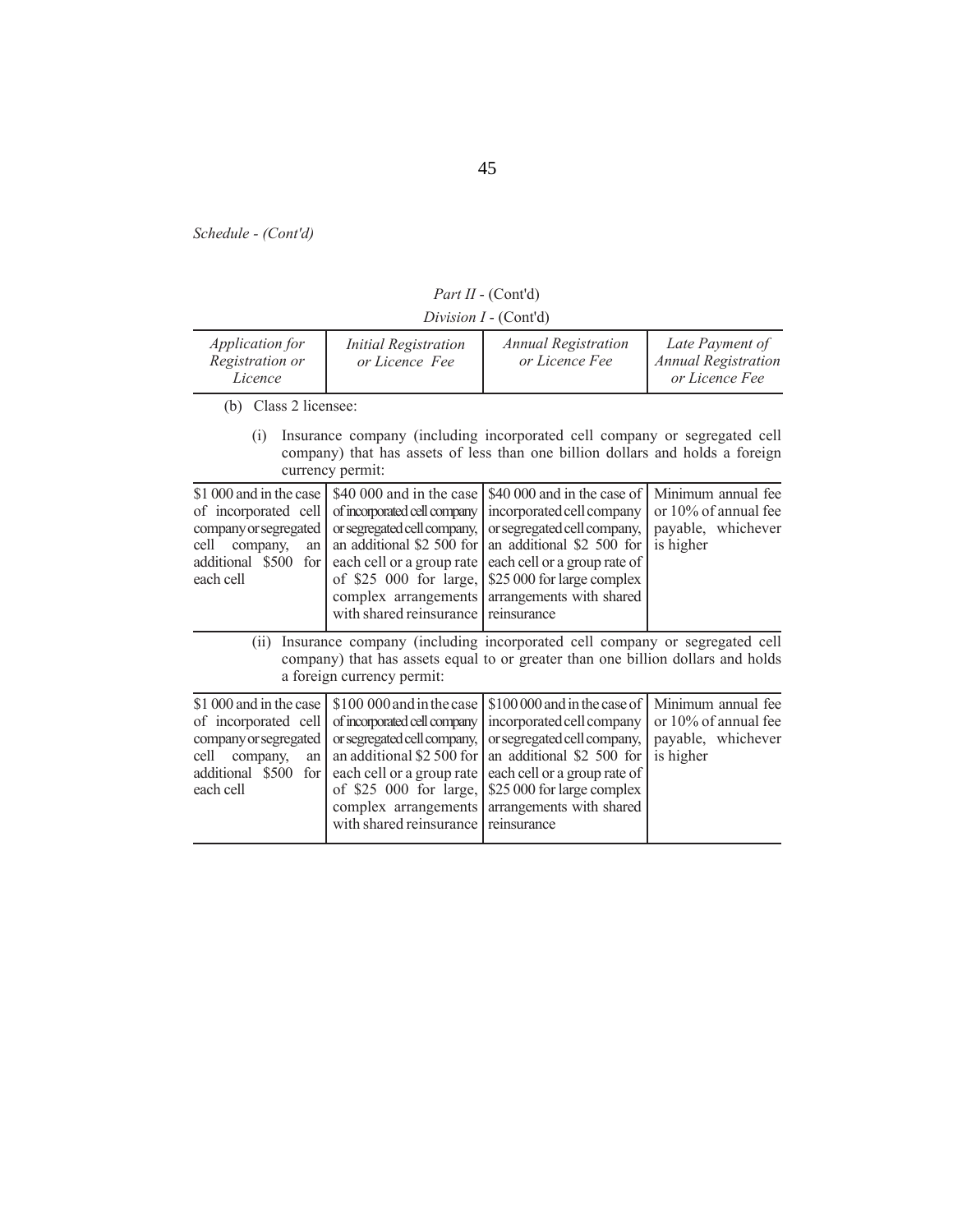*Schedule - (Cont'd)*

*Part II* - (Cont'd)

*Division I* - (Cont'd)

| *Application for Registration or Licence* | *Initial Registration or Licence Fee* | *Annual Registration or Licence Fee* | *Late Payment of Annual Registration or Licence Fee* |
|---|---|---|---|
| (b) Class 2 licensee: | | | |
| (i) Insurance company (including incorporated cell company or segregated cell company) that has assets of less than one billion dollars and holds a foreign currency permit: | | | |
| $1 000 and in the case of incorporated cell company or segregated cell company, an additional $500 for each cell | $40 000 and in the case of incorporated cell company or segregated cell company, an additional $2 500 for each cell or a group rate of $25 000 for large, complex arrangements with shared reinsurance | $40 000 and in the case of incorporated cell company or segregated cell company, an additional $2 500 for each cell or a group rate of $25 000 for large complex arrangements with shared reinsurance | Minimum annual fee or 10% of annual fee payable, whichever is higher |
| (ii) Insurance company (including incorporated cell company or segregated cell company) that has assets equal to or greater than one billion dollars and holds a foreign currency permit: | | | |
| $1 000 and in the case of incorporated cell company or segregated cell company, an additional $500 for each cell | $100 000 and in the case of incorporated cell company or segregated cell company, an additional $2 500 for each cell or a group rate of $25 000 for large, complex arrangements with shared reinsurance | $100 000 and in the case of incorporated cell company or segregated cell company, an additional $2 500 for each cell or a group rate of $25 000 for large complex arrangements with shared reinsurance | Minimum annual fee or 10% of annual fee payable, whichever is higher |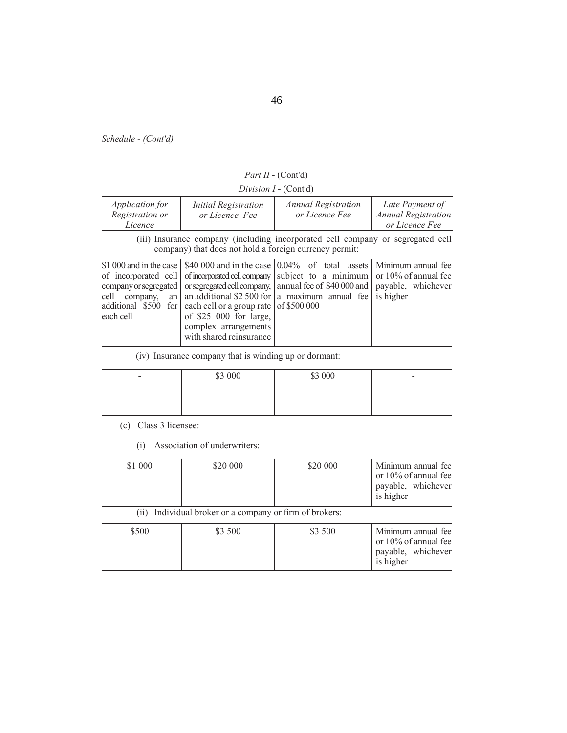*Schedule - (Cont'd)*

*Part II* - (Cont'd)

*Division I* - (Cont'd)

| *Application for Registration or Licence* | *Initial Registration or Licence Fee* | *Annual Registration or Licence Fee* | *Late Payment of Annual Registration or Licence Fee* |
|---|---|---|---|
| (iii) Insurance company (including incorporated cell company or segregated cell company) that does not hold a foreign currency permit: | | | |
| $1 000 and in the case of incorporated cell company or segregated cell company, an additional $500 for each cell | $40 000 and in the case of incorporated cell company or segregated cell company, an additional $2 500 for each cell or a group rate of $25 000 for large, complex arrangements with shared reinsurance | 0.04% of total assets subject to a minimum annual fee of $40 000 and a maximum annual fee of $500 000 | Minimum annual fee or 10% of annual fee payable, whichever is higher |
| (iv) Insurance company that is winding up or dormant: | | | |
| - | $3 000 | $3 000 | - |

(c) Class 3 licensee:

(i) Association of underwriters:

| | | | |
|---|---|---|---|
| $1 000 | $20 000 | $20 000 | Minimum annual fee or 10% of annual fee payable, whichever is higher |
| (ii) Individual broker or a company or firm of brokers: | | | |
| $500 | $3 500 | $3 500 | Minimum annual fee or 10% of annual fee payable, whichever is higher |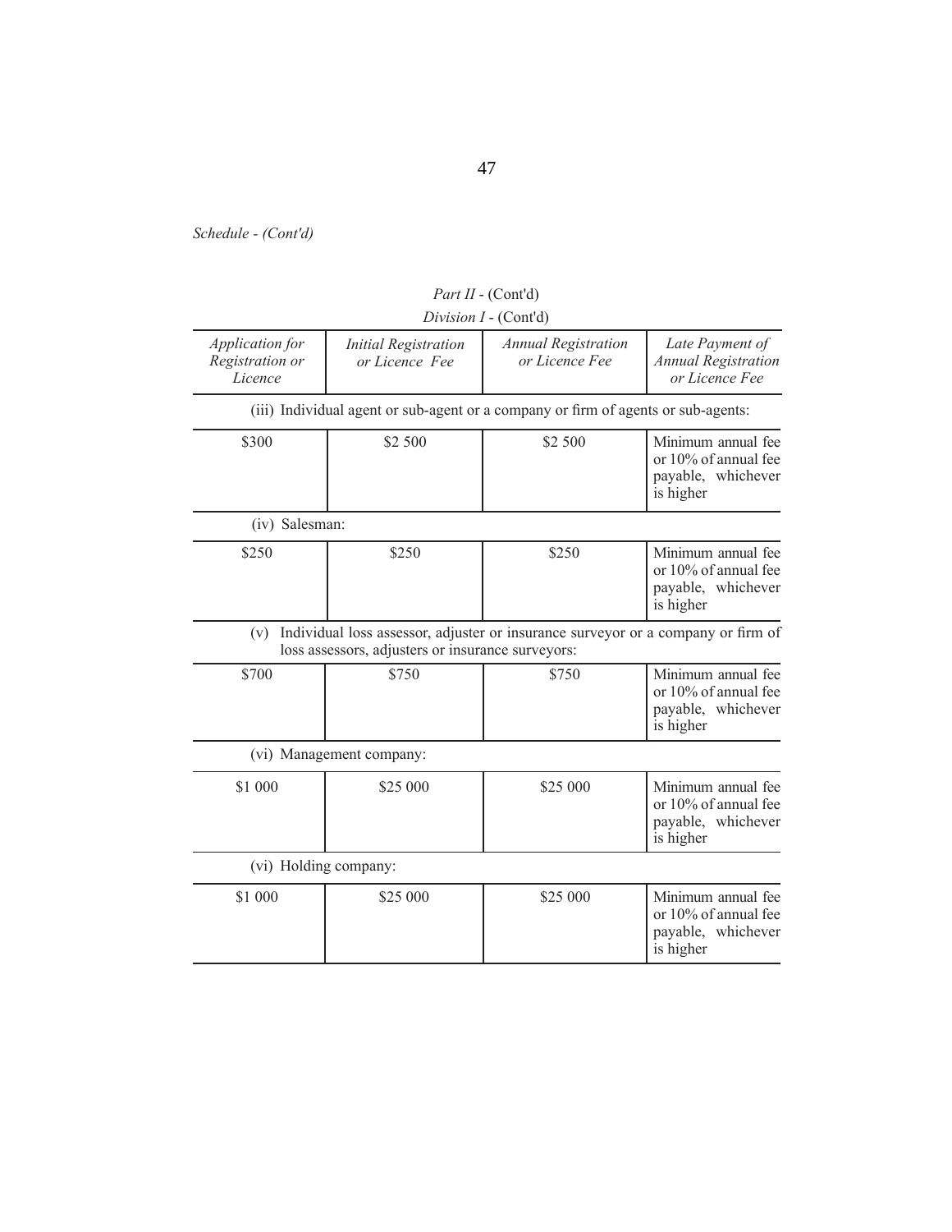*Schedule - (Cont'd)*

*Part II* - (Cont'd)

*Division I* - (Cont'd)

| *Application for Registration or Licence* | *Initial Registration or Licence Fee* | *Annual Registration or Licence Fee* | *Late Payment of Annual Registration or Licence Fee* |
|---|---|---|---|
| (iii) Individual agent or sub-agent or a company or firm of agents or sub-agents: | | | |
| \$300 | \$2 500 | \$2 500 | Minimum annual fee or 10% of annual fee payable, whichever is higher |
| (iv) Salesman: | | | |
| \$250 | \$250 | \$250 | Minimum annual fee or 10% of annual fee payable, whichever is higher |
| (v) Individual loss assessor, adjuster or insurance surveyor or a company or firm of loss assessors, adjusters or insurance surveyors: | | | |
| \$700 | \$750 | \$750 | Minimum annual fee or 10% of annual fee payable, whichever is higher |
| (vi) Management company: | | | |
| \$1 000 | \$25 000 | \$25 000 | Minimum annual fee or 10% of annual fee payable, whichever is higher |
| (vi) Holding company: | | | |
| \$1 000 | \$25 000 | \$25 000 | Minimum annual fee or 10% of annual fee payable, whichever is higher |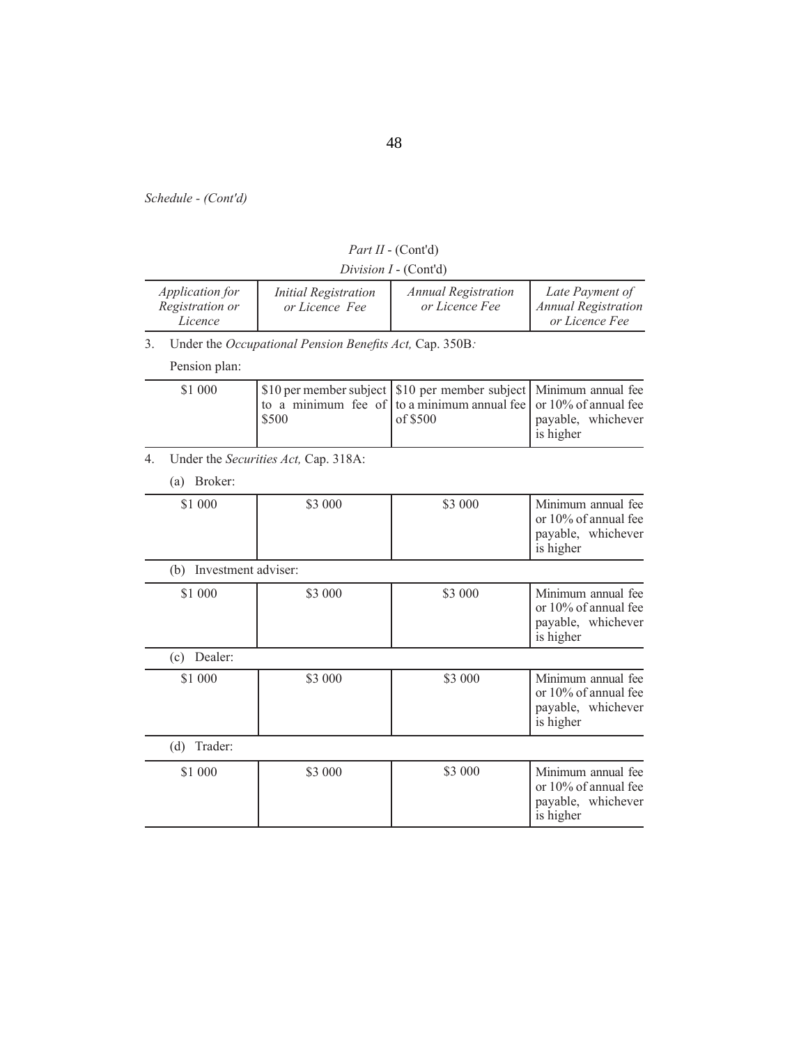*Schedule - (Cont'd)*

*Part II* - (Cont'd)

*Division I* - (Cont'd)

| *Application for Registration or Licence* | *Initial Registration or Licence Fee* | *Annual Registration or Licence Fee* | *Late Payment of Annual Registration or Licence Fee* |
|---|---|---|---|
| **3. Under the *Occupational Pension Benefits Act,* Cap. 350B*:*** | | | |
| Pension plan: | | | |
| $1 000 | $10 per member subject to a minimum fee of $500 | $10 per member subject to a minimum annual fee of $500 | Minimum annual fee or 10% of annual fee payable, whichever is higher |
| **4. Under the *Securities Act,* Cap. 318A:** | | | |
| (a) Broker: | | | |
| $1 000 | $3 000 | $3 000 | Minimum annual fee or 10% of annual fee payable, whichever is higher |
| (b) Investment adviser: | | | |
| $1 000 | $3 000 | $3 000 | Minimum annual fee or 10% of annual fee payable, whichever is higher |
| (c) Dealer: | | | |
| $1 000 | $3 000 | $3 000 | Minimum annual fee or 10% of annual fee payable, whichever is higher |
| (d) Trader: | | | |
| $1 000 | $3 000 | $3 000 | Minimum annual fee or 10% of annual fee payable, whichever is higher |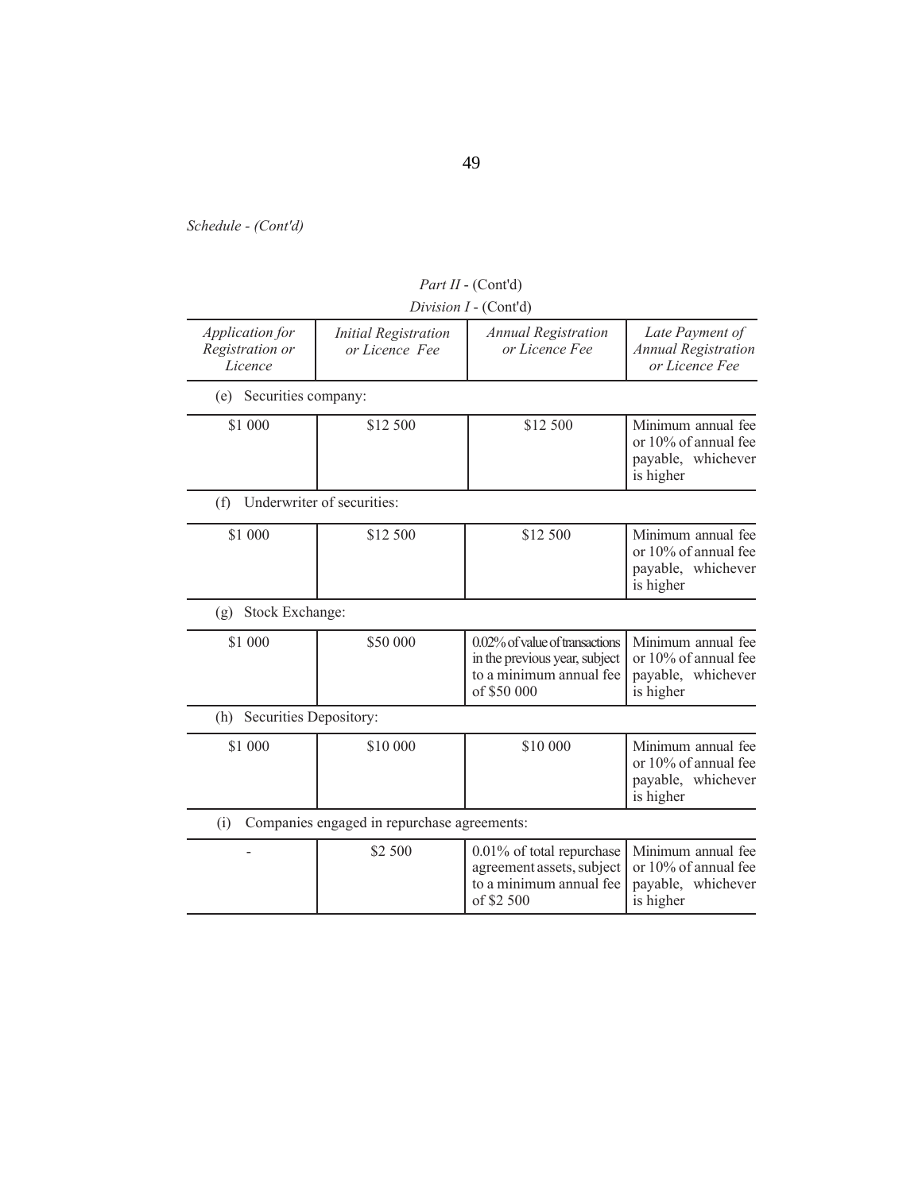*Schedule - (Cont'd)*

*Part II* - (Cont'd)

*Division I* - (Cont'd)

| *Application for Registration or Licence* | *Initial Registration or Licence Fee* | *Annual Registration or Licence Fee* | *Late Payment of Annual Registration or Licence Fee* |
|---|---|---|---|
| (e) Securities company: | | | |
| \$1 000 | \$12 500 | \$12 500 | Minimum annual fee or 10% of annual fee payable, whichever is higher |
| (f) Underwriter of securities: | | | |
| \$1 000 | \$12 500 | \$12 500 | Minimum annual fee or 10% of annual fee payable, whichever is higher |
| (g) Stock Exchange: | | | |
| \$1 000 | \$50 000 | 0.02% of value of transactions in the previous year, subject to a minimum annual fee of \$50 000 | Minimum annual fee or 10% of annual fee payable, whichever is higher |
| (h) Securities Depository: | | | |
| \$1 000 | \$10 000 | \$10 000 | Minimum annual fee or 10% of annual fee payable, whichever is higher |
| (i) Companies engaged in repurchase agreements: | | | |
| - | \$2 500 | 0.01% of total repurchase agreement assets, subject to a minimum annual fee of \$2 500 | Minimum annual fee or 10% of annual fee payable, whichever is higher |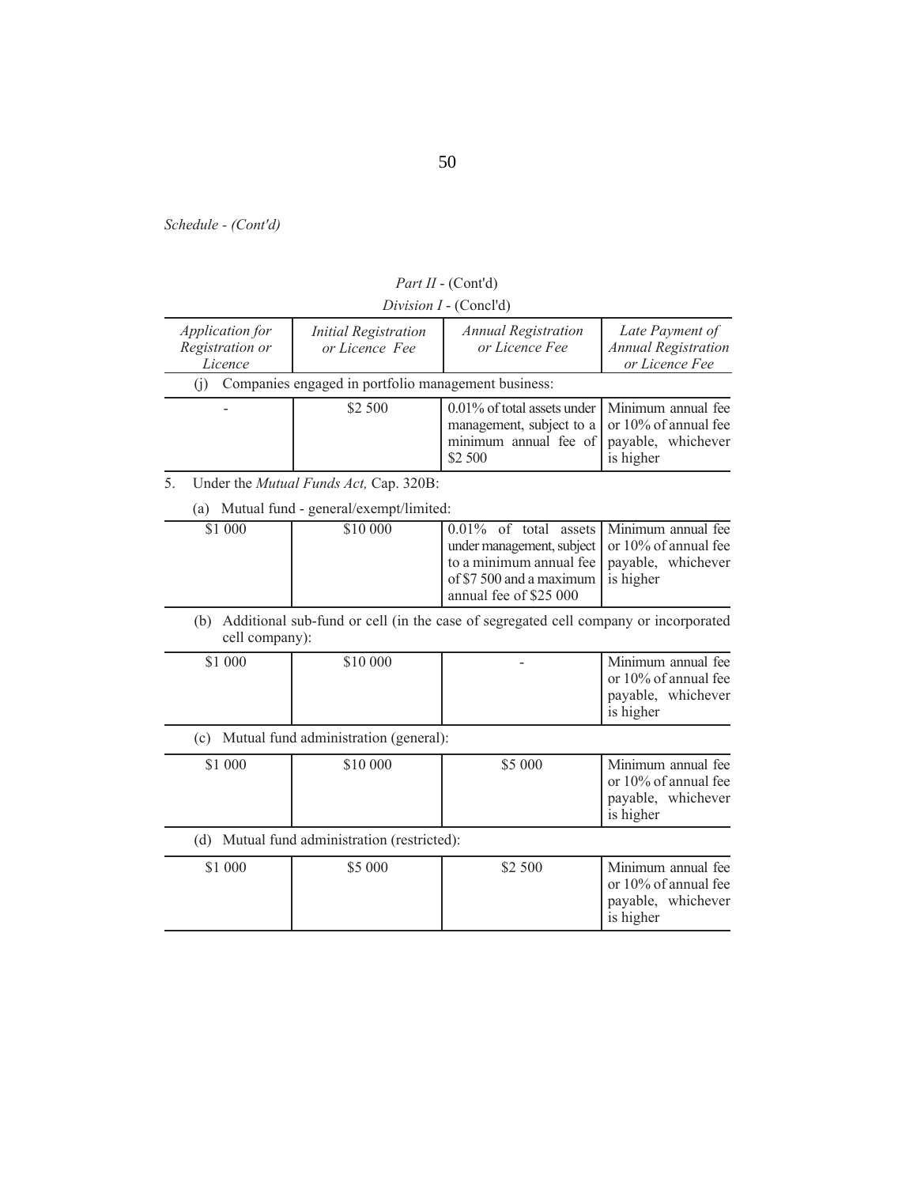*Schedule - (Cont'd)*

*Part II* - (Cont'd)

*Division I* - (Concl'd)

| *Application for Registration or Licence* | *Initial Registration or Licence Fee* | *Annual Registration or Licence Fee* | *Late Payment of Annual Registration or Licence Fee* |
|---|---|---|---|
| (j) Companies engaged in portfolio management business: | | | |
| - | \$2 500 | 0.01% of total assets under management, subject to a minimum annual fee of \$2 500 | Minimum annual fee or 10% of annual fee payable, whichever is higher |

5. Under the *Mutual Funds Act,* Cap. 320B:

| *Application for Registration or Licence* | *Initial Registration or Licence Fee* | *Annual Registration or Licence Fee* | *Late Payment of Annual Registration or Licence Fee* |
|---|---|---|---|
| (a) Mutual fund - general/exempt/limited: | | | |
| \$1 000 | \$10 000 | 0.01% of total assets under management, subject to a minimum annual fee of \$7 500 and a maximum annual fee of \$25 000 | Minimum annual fee or 10% of annual fee payable, whichever is higher |
| (b) Additional sub-fund or cell (in the case of segregated cell company or incorporated cell company): | | | |
| \$1 000 | \$10 000 | - | Minimum annual fee or 10% of annual fee payable, whichever is higher |
| (c) Mutual fund administration (general): | | | |
| \$1 000 | \$10 000 | \$5 000 | Minimum annual fee or 10% of annual fee payable, whichever is higher |
| (d) Mutual fund administration (restricted): | | | |
| \$1 000 | \$5 000 | \$2 500 | Minimum annual fee or 10% of annual fee payable, whichever is higher |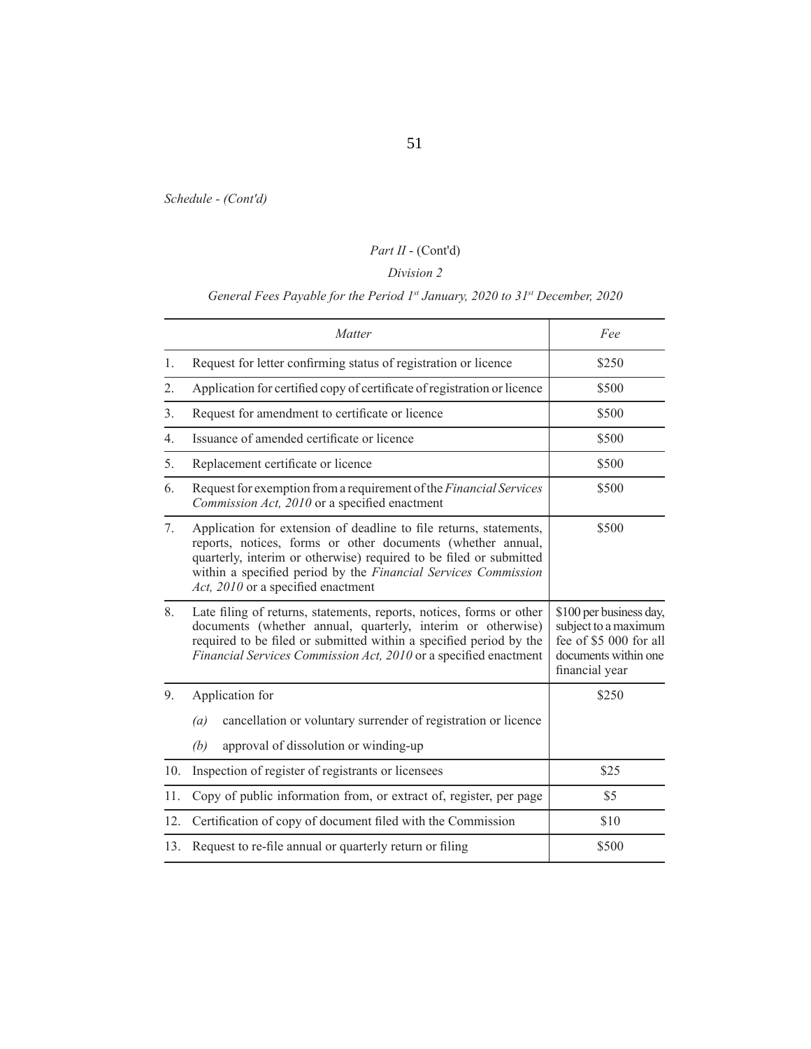*Schedule - (Cont'd)*

*Part II* - (Cont'd)

*Division 2*

*General Fees Payable for the Period 1st January, 2020 to 31st December, 2020*

| | *Matter* | *Fee* |
|---|---|---|
| 1. | Request for letter confirming status of registration or licence | \$250 |
| 2. | Application for certified copy of certificate of registration or licence | \$500 |
| 3. | Request for amendment to certificate or licence | \$500 |
| 4. | Issuance of amended certificate or licence | \$500 |
| 5. | Replacement certificate or licence | \$500 |
| 6. | Request for exemption from a requirement of the *Financial Services Commission Act, 2010* or a specified enactment | \$500 |
| 7. | Application for extension of deadline to file returns, statements, reports, notices, forms or other documents (whether annual, quarterly, interim or otherwise) required to be filed or submitted within a specified period by the *Financial Services Commission Act, 2010* or a specified enactment | \$500 |
| 8. | Late filing of returns, statements, reports, notices, forms or other documents (whether annual, quarterly, interim or otherwise) required to be filed or submitted within a specified period by the *Financial Services Commission Act, 2010* or a specified enactment | \$100 per business day, subject to a maximum fee of \$5 000 for all documents within one financial year |
| 9. | Application for<br>*(a)* cancellation or voluntary surrender of registration or licence<br>*(b)* approval of dissolution or winding-up | \$250 |
| 10. | Inspection of register of registrants or licensees | \$25 |
| 11. | Copy of public information from, or extract of, register, per page | \$5 |
| 12. | Certification of copy of document filed with the Commission | \$10 |
| 13. | Request to re-file annual or quarterly return or filing | \$500 |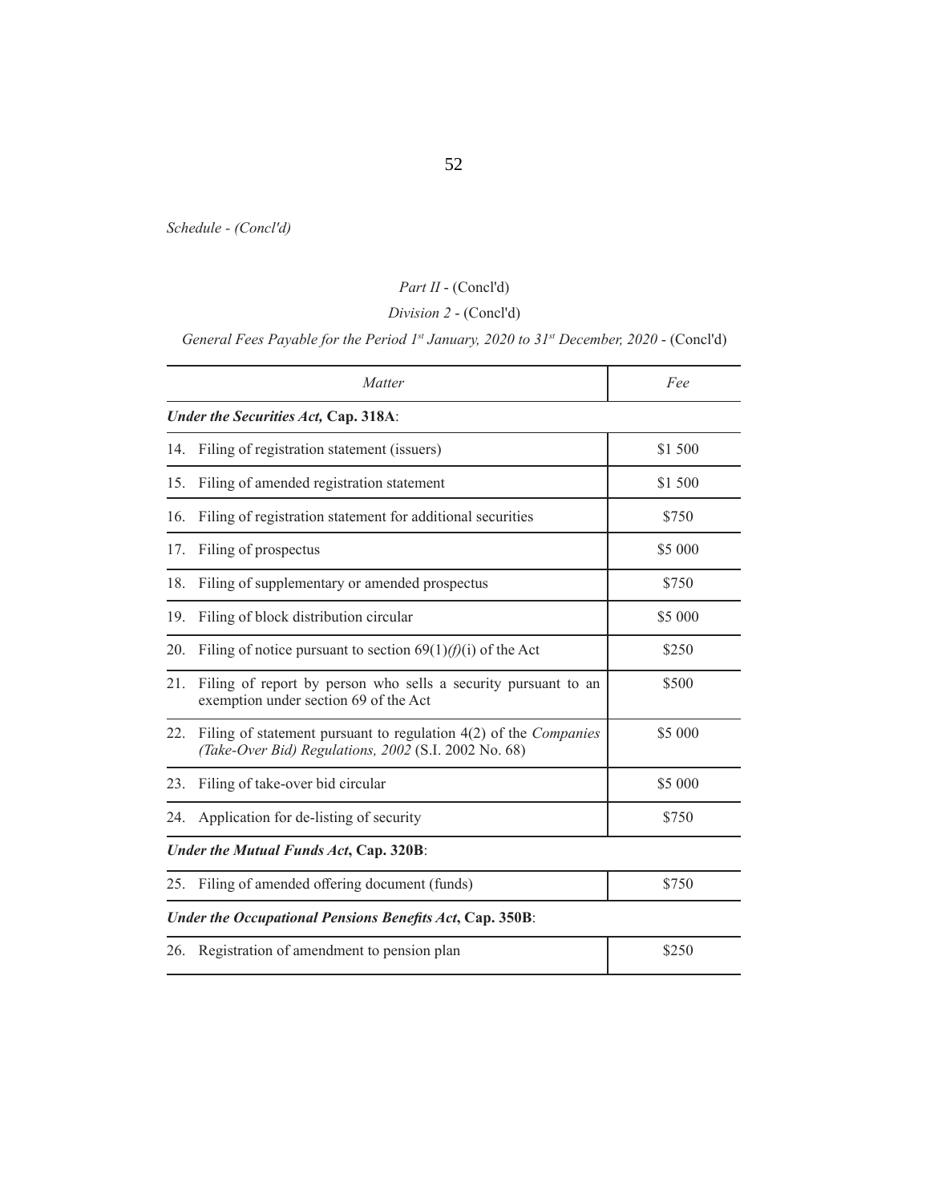*Schedule - (Concl'd)*

*Part II* - (Concl'd)

*Division 2* - (Concl'd)

*General Fees Payable for the Period 1st January, 2020 to 31st December, 2020* - (Concl'd)

| *Matter* | *Fee* |
|---|---|
| ***Under the Securities Act,* Cap. 318A**: | |
| 14. Filing of registration statement (issuers) | \$1 500 |
| 15. Filing of amended registration statement | \$1 500 |
| 16. Filing of registration statement for additional securities | \$750 |
| 17. Filing of prospectus | \$5 000 |
| 18. Filing of supplementary or amended prospectus | \$750 |
| 19. Filing of block distribution circular | \$5 000 |
| 20. Filing of notice pursuant to section 69(1)*(f)*(i) of the Act | \$250 |
| 21. Filing of report by person who sells a security pursuant to an exemption under section 69 of the Act | \$500 |
| 22. Filing of statement pursuant to regulation 4(2) of the *Companies (Take-Over Bid) Regulations, 2002* (S.I. 2002 No. 68) | \$5 000 |
| 23. Filing of take-over bid circular | \$5 000 |
| 24. Application for de-listing of security | \$750 |
| ***Under the Mutual Funds Act*, Cap. 320B**: | |
| 25. Filing of amended offering document (funds) | \$750 |
| ***Under the Occupational Pensions Benefits Act*, Cap. 350B**: | |
| 26. Registration of amendment to pension plan | \$250 |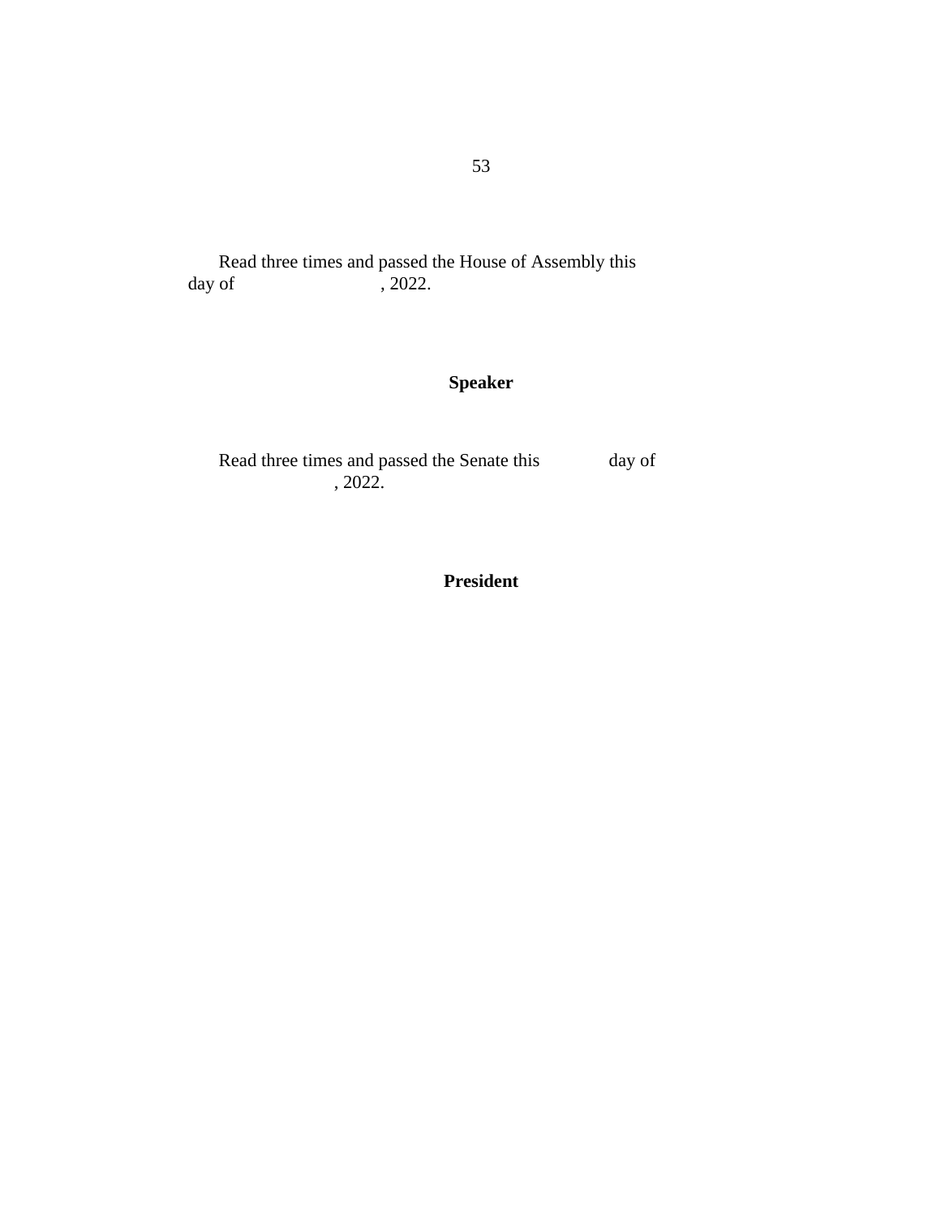Read three times and passed the House of Assembly this day of , 2022.

**Speaker**

Read three times and passed the Senate this day of , 2022.

**President**